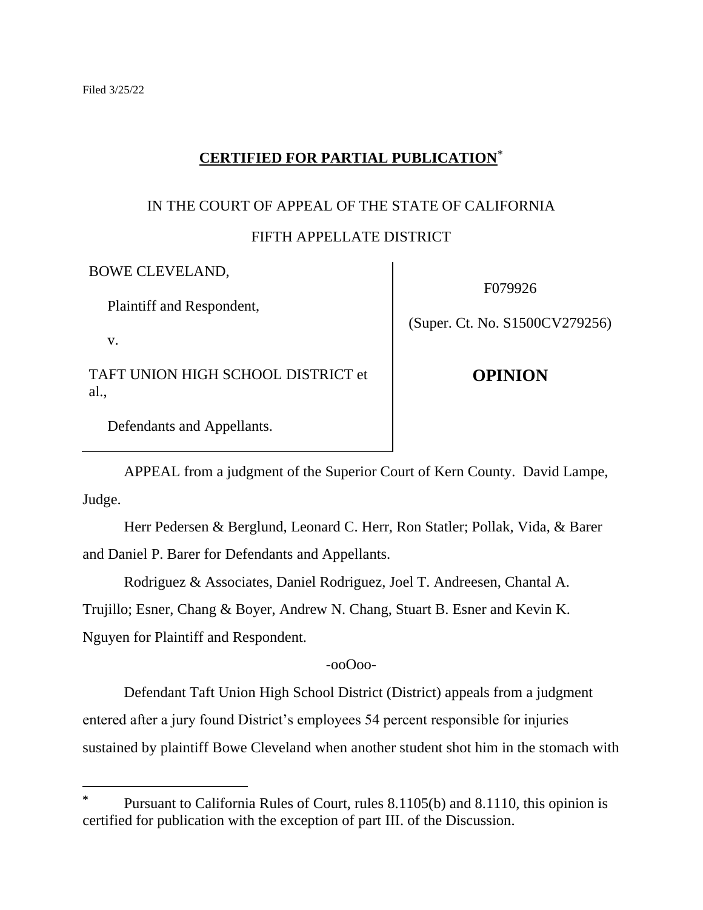Filed 3/25/22

**CERTIFIED FOR PARTIAL PUBLICATION***

IN THE COURT OF APPEAL OF THE STATE OF CALIFORNIA

FIFTH APPELLATE DISTRICT

| | |
|---|---|
| BOWE CLEVELAND, Plaintiff and Respondent, v. TAFT UNION HIGH SCHOOL DISTRICT et al., Defendants and Appellants. | F079926 (Super. Ct. No. S1500CV279256) **OPINION** |

APPEAL from a judgment of the Superior Court of Kern County. David Lampe, Judge.

Herr Pedersen & Berglund, Leonard C. Herr, Ron Statler; Pollak, Vida, & Barer and Daniel P. Barer for Defendants and Appellants.

Rodriguez & Associates, Daniel Rodriguez, Joel T. Andreesen, Chantal A. Trujillo; Esner, Chang & Boyer, Andrew N. Chang, Stuart B. Esner and Kevin K. Nguyen for Plaintiff and Respondent.

-ooOoo-

Defendant Taft Union High School District (District) appeals from a judgment entered after a jury found District's employees 54 percent responsible for injuries sustained by plaintiff Bowe Cleveland when another student shot him in the stomach with

---

\* Pursuant to California Rules of Court, rules 8.1105(b) and 8.1110, this opinion is certified for publication with the exception of part III. of the Discussion.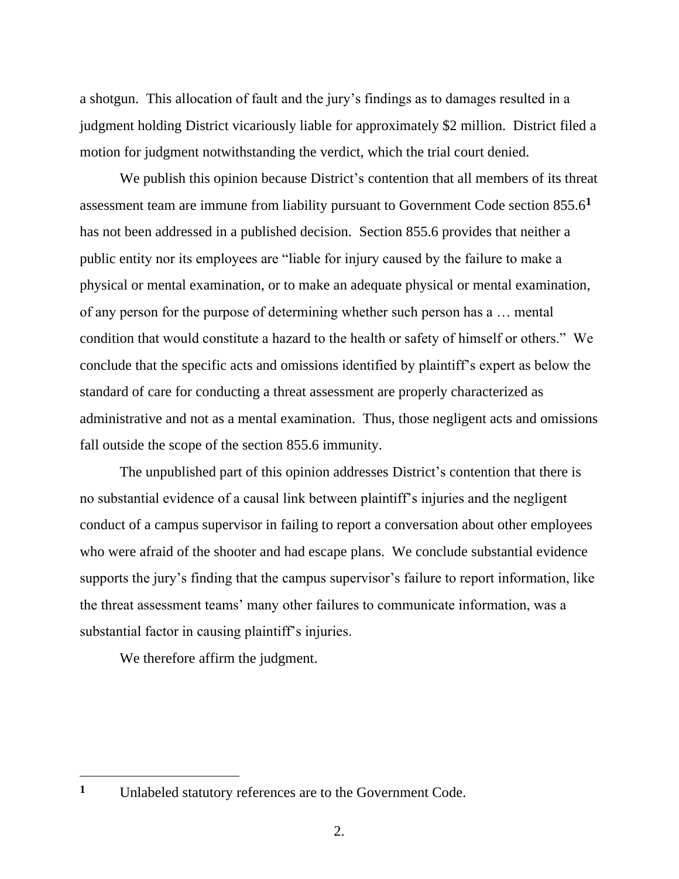a shotgun. This allocation of fault and the jury's findings as to damages resulted in a judgment holding District vicariously liable for approximately $2 million. District filed a motion for judgment notwithstanding the verdict, which the trial court denied.

We publish this opinion because District's contention that all members of its threat assessment team are immune from liability pursuant to Government Code section 855.6[1] has not been addressed in a published decision. Section 855.6 provides that neither a public entity nor its employees are "liable for injury caused by the failure to make a physical or mental examination, or to make an adequate physical or mental examination, of any person for the purpose of determining whether such person has a … mental condition that would constitute a hazard to the health or safety of himself or others." We conclude that the specific acts and omissions identified by plaintiff's expert as below the standard of care for conducting a threat assessment are properly characterized as administrative and not as a mental examination. Thus, those negligent acts and omissions fall outside the scope of the section 855.6 immunity.

The unpublished part of this opinion addresses District's contention that there is no substantial evidence of a causal link between plaintiff's injuries and the negligent conduct of a campus supervisor in failing to report a conversation about other employees who were afraid of the shooter and had escape plans. We conclude substantial evidence supports the jury's finding that the campus supervisor's failure to report information, like the threat assessment teams' many other failures to communicate information, was a substantial factor in causing plaintiff's injuries.

We therefore affirm the judgment.

---

[1] Unlabeled statutory references are to the Government Code.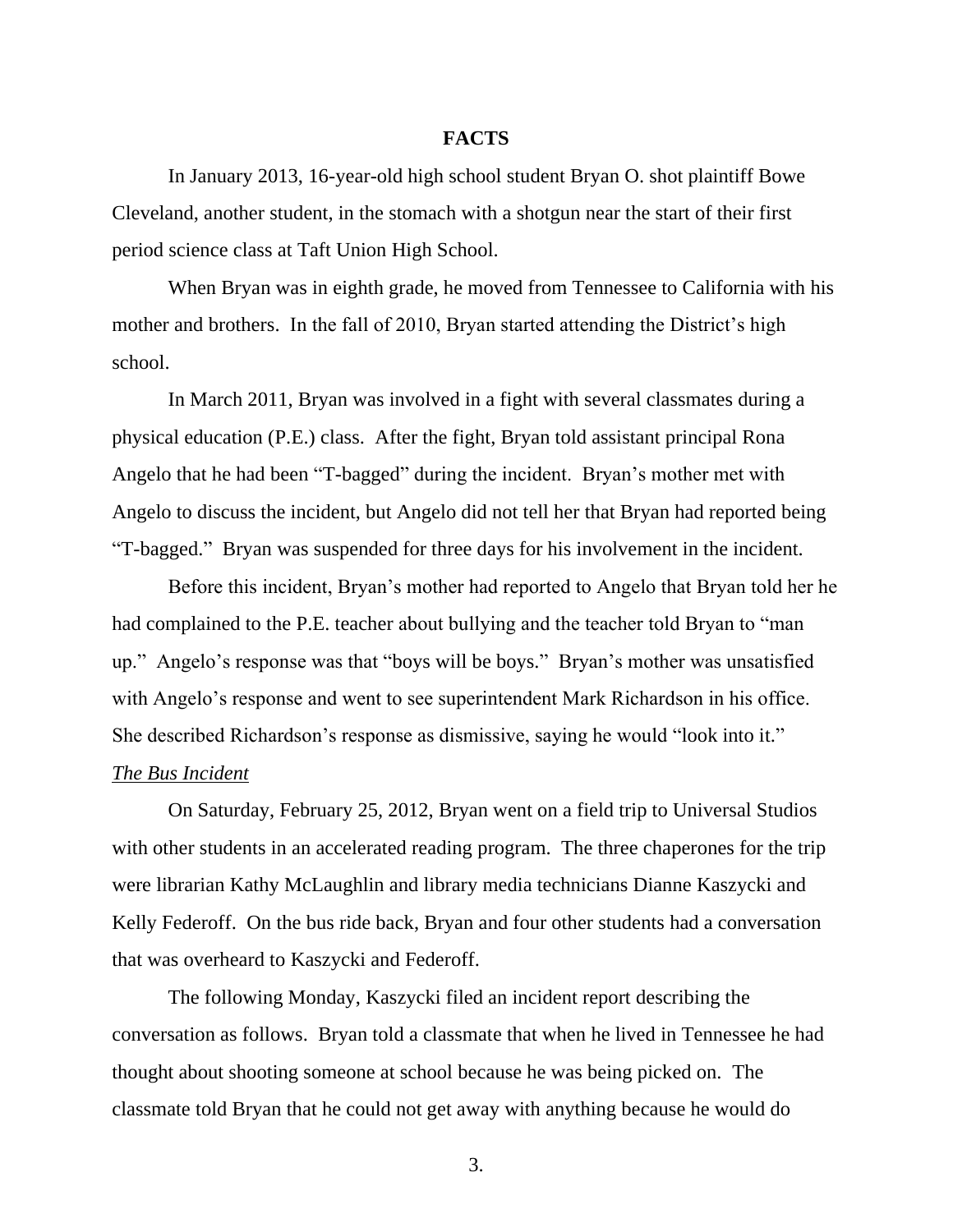## FACTS

In January 2013, 16-year-old high school student Bryan O. shot plaintiff Bowe Cleveland, another student, in the stomach with a shotgun near the start of their first period science class at Taft Union High School.

When Bryan was in eighth grade, he moved from Tennessee to California with his mother and brothers. In the fall of 2010, Bryan started attending the District's high school.

In March 2011, Bryan was involved in a fight with several classmates during a physical education (P.E.) class. After the fight, Bryan told assistant principal Rona Angelo that he had been "T-bagged" during the incident. Bryan's mother met with Angelo to discuss the incident, but Angelo did not tell her that Bryan had reported being "T-bagged." Bryan was suspended for three days for his involvement in the incident.

Before this incident, Bryan's mother had reported to Angelo that Bryan told her he had complained to the P.E. teacher about bullying and the teacher told Bryan to "man up." Angelo's response was that "boys will be boys." Bryan's mother was unsatisfied with Angelo's response and went to see superintendent Mark Richardson in his office. She described Richardson's response as dismissive, saying he would "look into it."

*The Bus Incident*

On Saturday, February 25, 2012, Bryan went on a field trip to Universal Studios with other students in an accelerated reading program. The three chaperones for the trip were librarian Kathy McLaughlin and library media technicians Dianne Kaszycki and Kelly Federoff. On the bus ride back, Bryan and four other students had a conversation that was overheard to Kaszycki and Federoff.

The following Monday, Kaszycki filed an incident report describing the conversation as follows. Bryan told a classmate that when he lived in Tennessee he had thought about shooting someone at school because he was being picked on. The classmate told Bryan that he could not get away with anything because he would do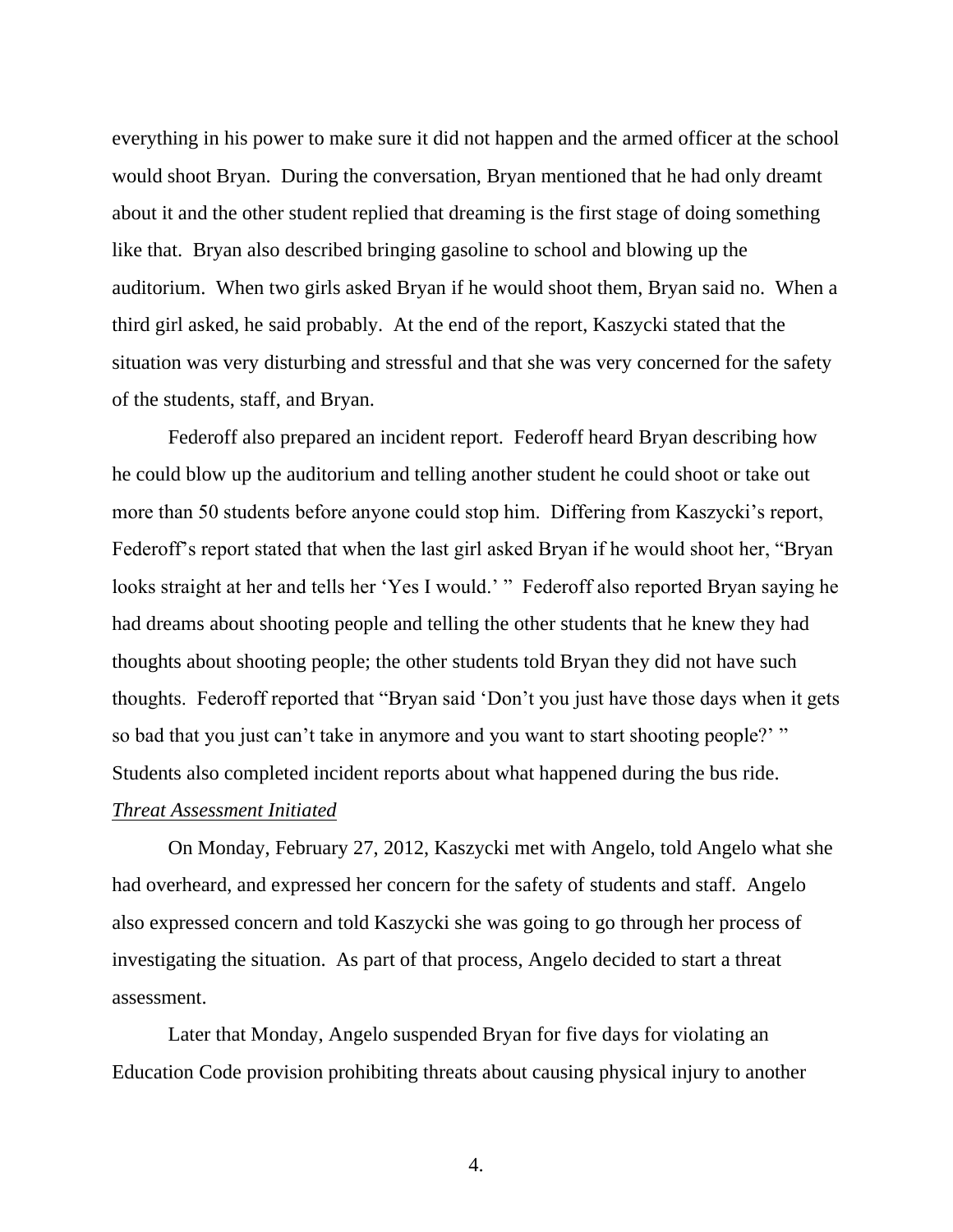everything in his power to make sure it did not happen and the armed officer at the school would shoot Bryan. During the conversation, Bryan mentioned that he had only dreamt about it and the other student replied that dreaming is the first stage of doing something like that. Bryan also described bringing gasoline to school and blowing up the auditorium. When two girls asked Bryan if he would shoot them, Bryan said no. When a third girl asked, he said probably. At the end of the report, Kaszycki stated that the situation was very disturbing and stressful and that she was very concerned for the safety of the students, staff, and Bryan.

Federoff also prepared an incident report. Federoff heard Bryan describing how he could blow up the auditorium and telling another student he could shoot or take out more than 50 students before anyone could stop him. Differing from Kaszycki's report, Federoff's report stated that when the last girl asked Bryan if he would shoot her, "Bryan looks straight at her and tells her 'Yes I would.' " Federoff also reported Bryan saying he had dreams about shooting people and telling the other students that he knew they had thoughts about shooting people; the other students told Bryan they did not have such thoughts. Federoff reported that "Bryan said 'Don't you just have those days when it gets so bad that you just can't take in anymore and you want to start shooting people?' " Students also completed incident reports about what happened during the bus ride.

***Threat Assessment Initiated***

On Monday, February 27, 2012, Kaszycki met with Angelo, told Angelo what she had overheard, and expressed her concern for the safety of students and staff. Angelo also expressed concern and told Kaszycki she was going to go through her process of investigating the situation. As part of that process, Angelo decided to start a threat assessment.

Later that Monday, Angelo suspended Bryan for five days for violating an Education Code provision prohibiting threats about causing physical injury to another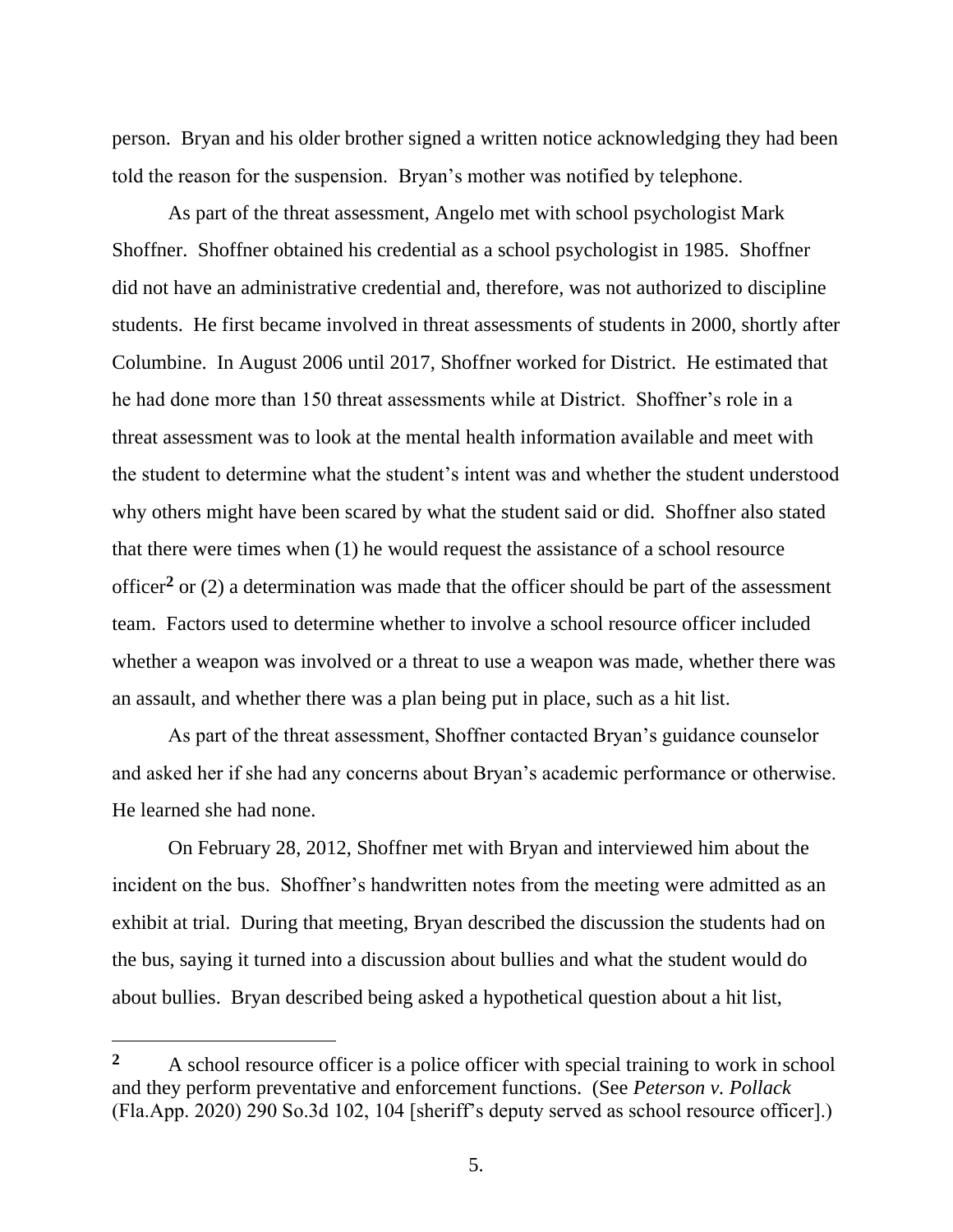person. Bryan and his older brother signed a written notice acknowledging they had been told the reason for the suspension. Bryan's mother was notified by telephone.

As part of the threat assessment, Angelo met with school psychologist Mark Shoffner. Shoffner obtained his credential as a school psychologist in 1985. Shoffner did not have an administrative credential and, therefore, was not authorized to discipline students. He first became involved in threat assessments of students in 2000, shortly after Columbine. In August 2006 until 2017, Shoffner worked for District. He estimated that he had done more than 150 threat assessments while at District. Shoffner's role in a threat assessment was to look at the mental health information available and meet with the student to determine what the student's intent was and whether the student understood why others might have been scared by what the student said or did. Shoffner also stated that there were times when (1) he would request the assistance of a school resource officer[2] or (2) a determination was made that the officer should be part of the assessment team. Factors used to determine whether to involve a school resource officer included whether a weapon was involved or a threat to use a weapon was made, whether there was an assault, and whether there was a plan being put in place, such as a hit list.

As part of the threat assessment, Shoffner contacted Bryan's guidance counselor and asked her if she had any concerns about Bryan's academic performance or otherwise. He learned she had none.

On February 28, 2012, Shoffner met with Bryan and interviewed him about the incident on the bus. Shoffner's handwritten notes from the meeting were admitted as an exhibit at trial. During that meeting, Bryan described the discussion the students had on the bus, saying it turned into a discussion about bullies and what the student would do about bullies. Bryan described being asked a hypothetical question about a hit list,

---

[2] A school resource officer is a police officer with special training to work in school and they perform preventative and enforcement functions. (See *Peterson v. Pollack* (Fla.App. 2020) 290 So.3d 102, 104 [sheriff's deputy served as school resource officer].)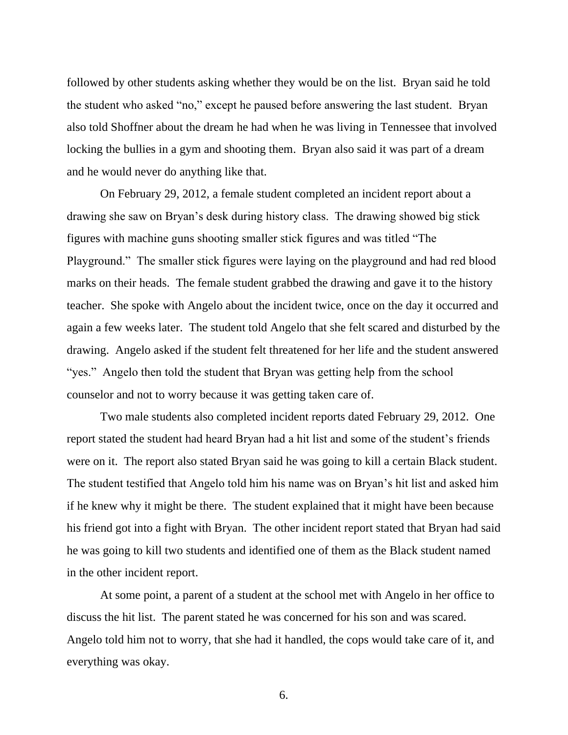followed by other students asking whether they would be on the list. Bryan said he told the student who asked "no," except he paused before answering the last student. Bryan also told Shoffner about the dream he had when he was living in Tennessee that involved locking the bullies in a gym and shooting them. Bryan also said it was part of a dream and he would never do anything like that.

On February 29, 2012, a female student completed an incident report about a drawing she saw on Bryan's desk during history class. The drawing showed big stick figures with machine guns shooting smaller stick figures and was titled "The Playground." The smaller stick figures were laying on the playground and had red blood marks on their heads. The female student grabbed the drawing and gave it to the history teacher. She spoke with Angelo about the incident twice, once on the day it occurred and again a few weeks later. The student told Angelo that she felt scared and disturbed by the drawing. Angelo asked if the student felt threatened for her life and the student answered "yes." Angelo then told the student that Bryan was getting help from the school counselor and not to worry because it was getting taken care of.

Two male students also completed incident reports dated February 29, 2012. One report stated the student had heard Bryan had a hit list and some of the student's friends were on it. The report also stated Bryan said he was going to kill a certain Black student. The student testified that Angelo told him his name was on Bryan's hit list and asked him if he knew why it might be there. The student explained that it might have been because his friend got into a fight with Bryan. The other incident report stated that Bryan had said he was going to kill two students and identified one of them as the Black student named in the other incident report.

At some point, a parent of a student at the school met with Angelo in her office to discuss the hit list. The parent stated he was concerned for his son and was scared. Angelo told him not to worry, that she had it handled, the cops would take care of it, and everything was okay.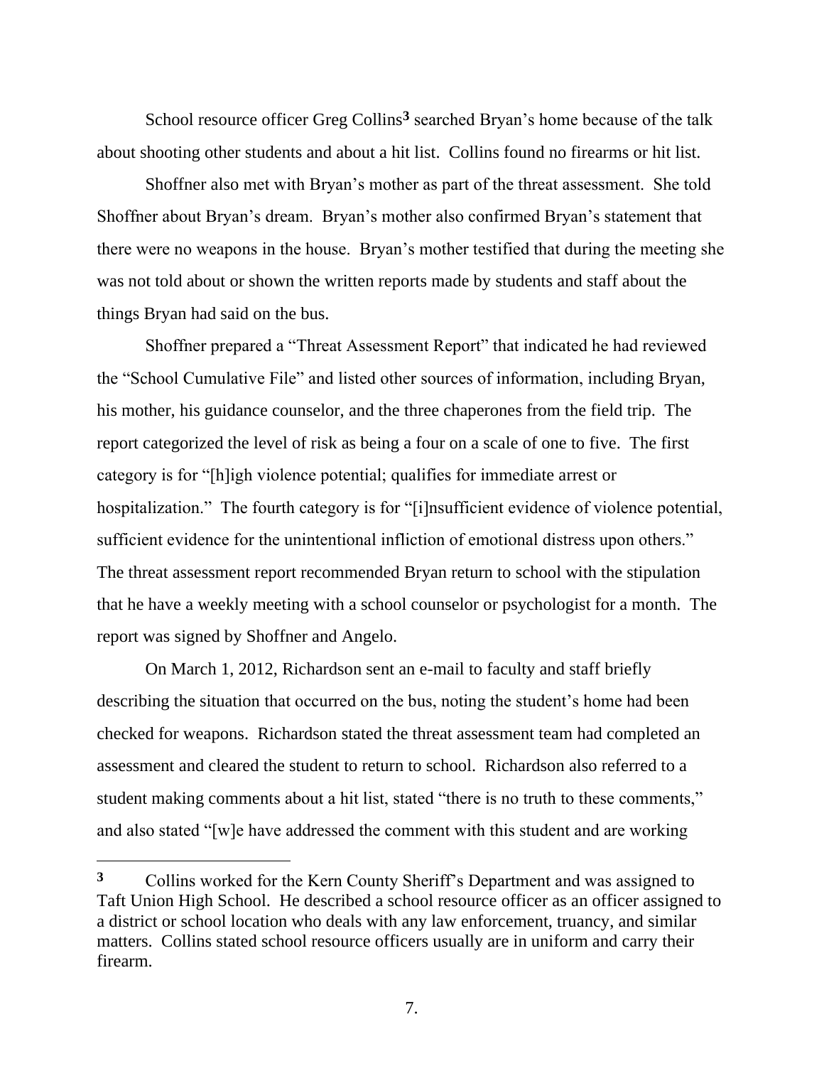School resource officer Greg Collins[3] searched Bryan's home because of the talk about shooting other students and about a hit list. Collins found no firearms or hit list.

Shoffner also met with Bryan's mother as part of the threat assessment. She told Shoffner about Bryan's dream. Bryan's mother also confirmed Bryan's statement that there were no weapons in the house. Bryan's mother testified that during the meeting she was not told about or shown the written reports made by students and staff about the things Bryan had said on the bus.

Shoffner prepared a "Threat Assessment Report" that indicated he had reviewed the "School Cumulative File" and listed other sources of information, including Bryan, his mother, his guidance counselor, and the three chaperones from the field trip. The report categorized the level of risk as being a four on a scale of one to five. The first category is for "[h]igh violence potential; qualifies for immediate arrest or hospitalization." The fourth category is for "[i]nsufficient evidence of violence potential, sufficient evidence for the unintentional infliction of emotional distress upon others." The threat assessment report recommended Bryan return to school with the stipulation that he have a weekly meeting with a school counselor or psychologist for a month. The report was signed by Shoffner and Angelo.

On March 1, 2012, Richardson sent an e-mail to faculty and staff briefly describing the situation that occurred on the bus, noting the student's home had been checked for weapons. Richardson stated the threat assessment team had completed an assessment and cleared the student to return to school. Richardson also referred to a student making comments about a hit list, stated "there is no truth to these comments," and also stated "[w]e have addressed the comment with this student and are working

---

[3] Collins worked for the Kern County Sheriff's Department and was assigned to Taft Union High School. He described a school resource officer as an officer assigned to a district or school location who deals with any law enforcement, truancy, and similar matters. Collins stated school resource officers usually are in uniform and carry their firearm.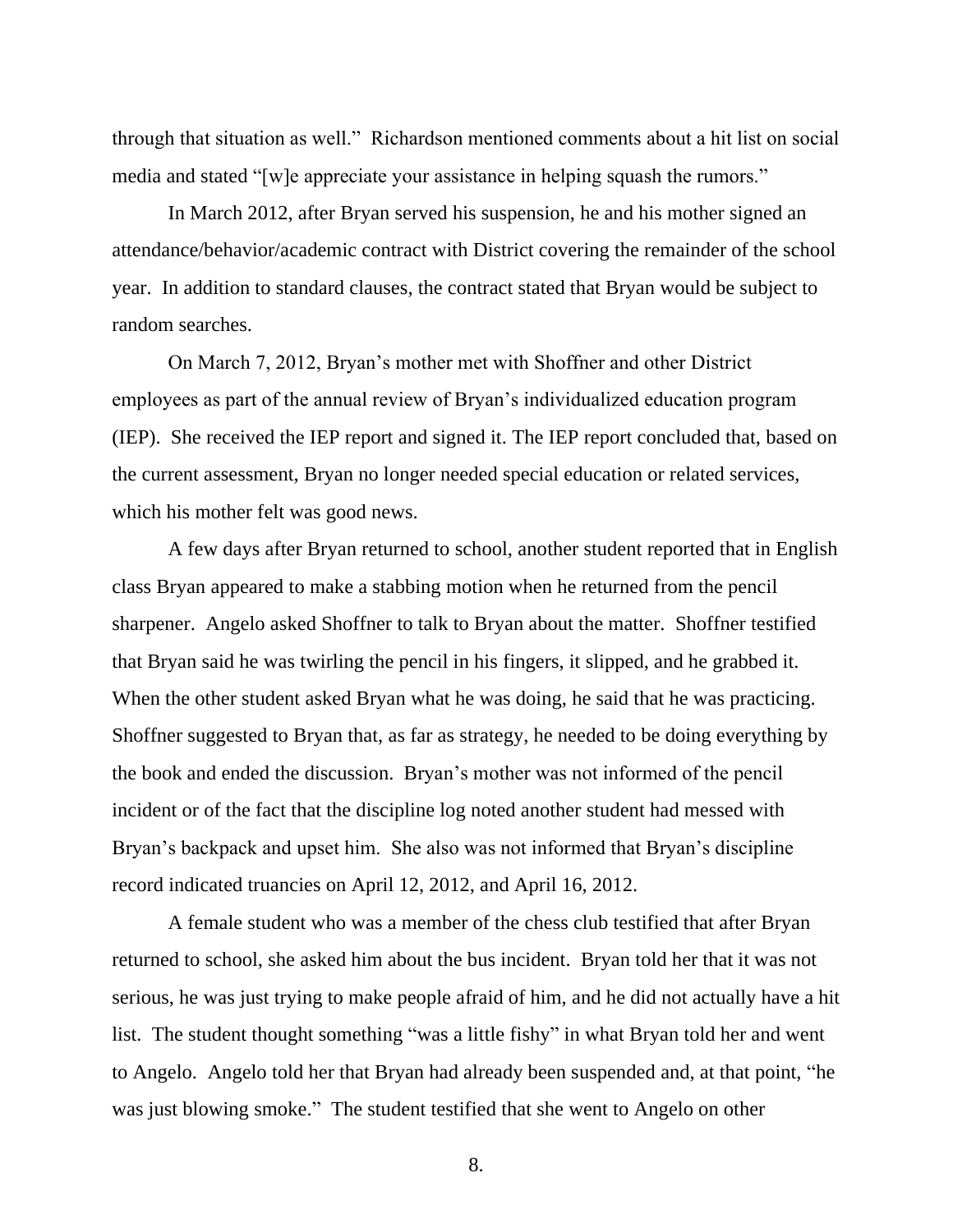through that situation as well." Richardson mentioned comments about a hit list on social media and stated "[w]e appreciate your assistance in helping squash the rumors."

In March 2012, after Bryan served his suspension, he and his mother signed an attendance/behavior/academic contract with District covering the remainder of the school year. In addition to standard clauses, the contract stated that Bryan would be subject to random searches.

On March 7, 2012, Bryan's mother met with Shoffner and other District employees as part of the annual review of Bryan's individualized education program (IEP). She received the IEP report and signed it. The IEP report concluded that, based on the current assessment, Bryan no longer needed special education or related services, which his mother felt was good news.

A few days after Bryan returned to school, another student reported that in English class Bryan appeared to make a stabbing motion when he returned from the pencil sharpener. Angelo asked Shoffner to talk to Bryan about the matter. Shoffner testified that Bryan said he was twirling the pencil in his fingers, it slipped, and he grabbed it. When the other student asked Bryan what he was doing, he said that he was practicing. Shoffner suggested to Bryan that, as far as strategy, he needed to be doing everything by the book and ended the discussion. Bryan's mother was not informed of the pencil incident or of the fact that the discipline log noted another student had messed with Bryan's backpack and upset him. She also was not informed that Bryan's discipline record indicated truancies on April 12, 2012, and April 16, 2012.

A female student who was a member of the chess club testified that after Bryan returned to school, she asked him about the bus incident. Bryan told her that it was not serious, he was just trying to make people afraid of him, and he did not actually have a hit list. The student thought something "was a little fishy" in what Bryan told her and went to Angelo. Angelo told her that Bryan had already been suspended and, at that point, "he was just blowing smoke." The student testified that she went to Angelo on other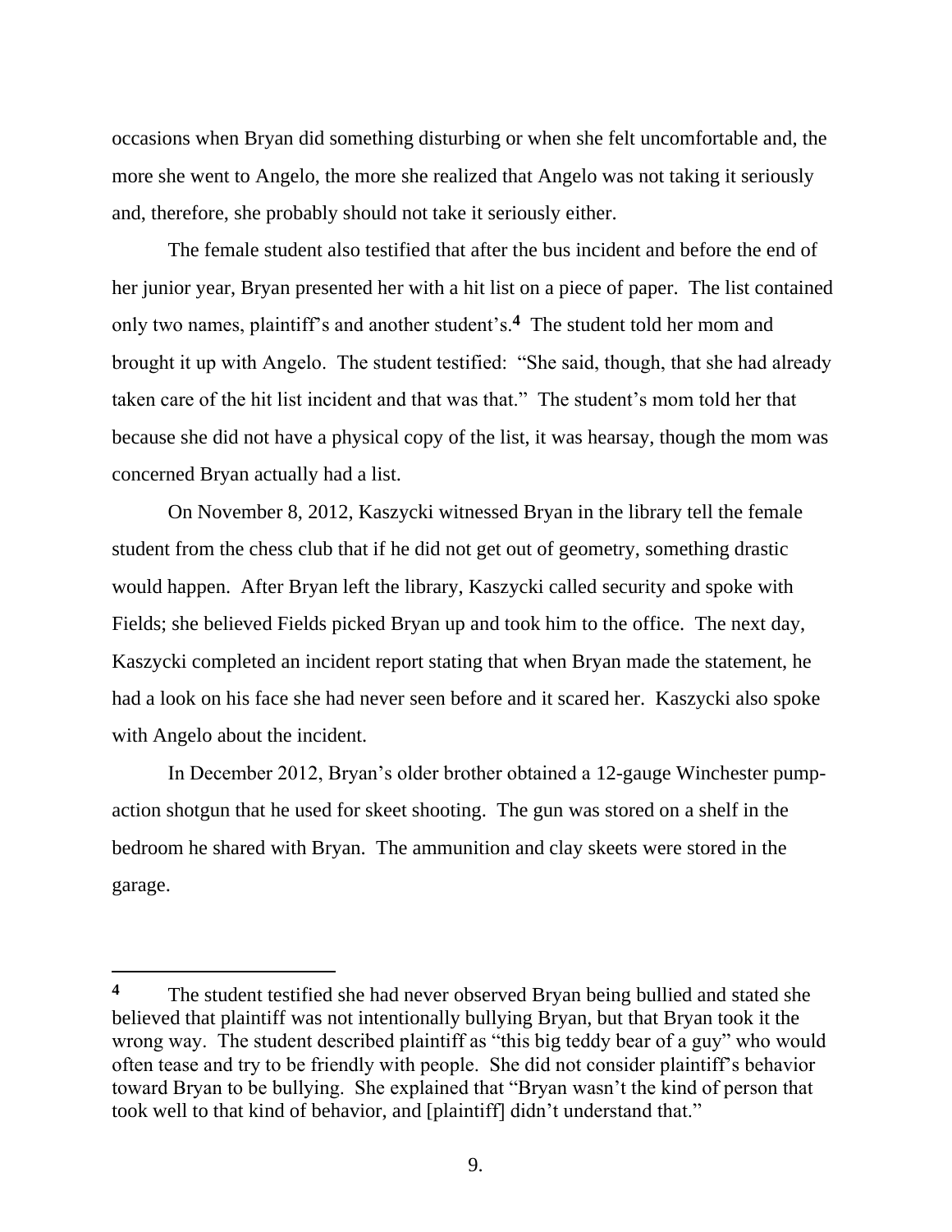occasions when Bryan did something disturbing or when she felt uncomfortable and, the more she went to Angelo, the more she realized that Angelo was not taking it seriously and, therefore, she probably should not take it seriously either.

The female student also testified that after the bus incident and before the end of her junior year, Bryan presented her with a hit list on a piece of paper. The list contained only two names, plaintiff's and another student's.[4] The student told her mom and brought it up with Angelo. The student testified: "She said, though, that she had already taken care of the hit list incident and that was that." The student's mom told her that because she did not have a physical copy of the list, it was hearsay, though the mom was concerned Bryan actually had a list.

On November 8, 2012, Kaszycki witnessed Bryan in the library tell the female student from the chess club that if he did not get out of geometry, something drastic would happen. After Bryan left the library, Kaszycki called security and spoke with Fields; she believed Fields picked Bryan up and took him to the office. The next day, Kaszycki completed an incident report stating that when Bryan made the statement, he had a look on his face she had never seen before and it scared her. Kaszycki also spoke with Angelo about the incident.

In December 2012, Bryan's older brother obtained a 12-gauge Winchester pump-action shotgun that he used for skeet shooting. The gun was stored on a shelf in the bedroom he shared with Bryan. The ammunition and clay skeets were stored in the garage.

---

[4] The student testified she had never observed Bryan being bullied and stated she believed that plaintiff was not intentionally bullying Bryan, but that Bryan took it the wrong way. The student described plaintiff as "this big teddy bear of a guy" who would often tease and try to be friendly with people. She did not consider plaintiff's behavior toward Bryan to be bullying. She explained that "Bryan wasn't the kind of person that took well to that kind of behavior, and [plaintiff] didn't understand that."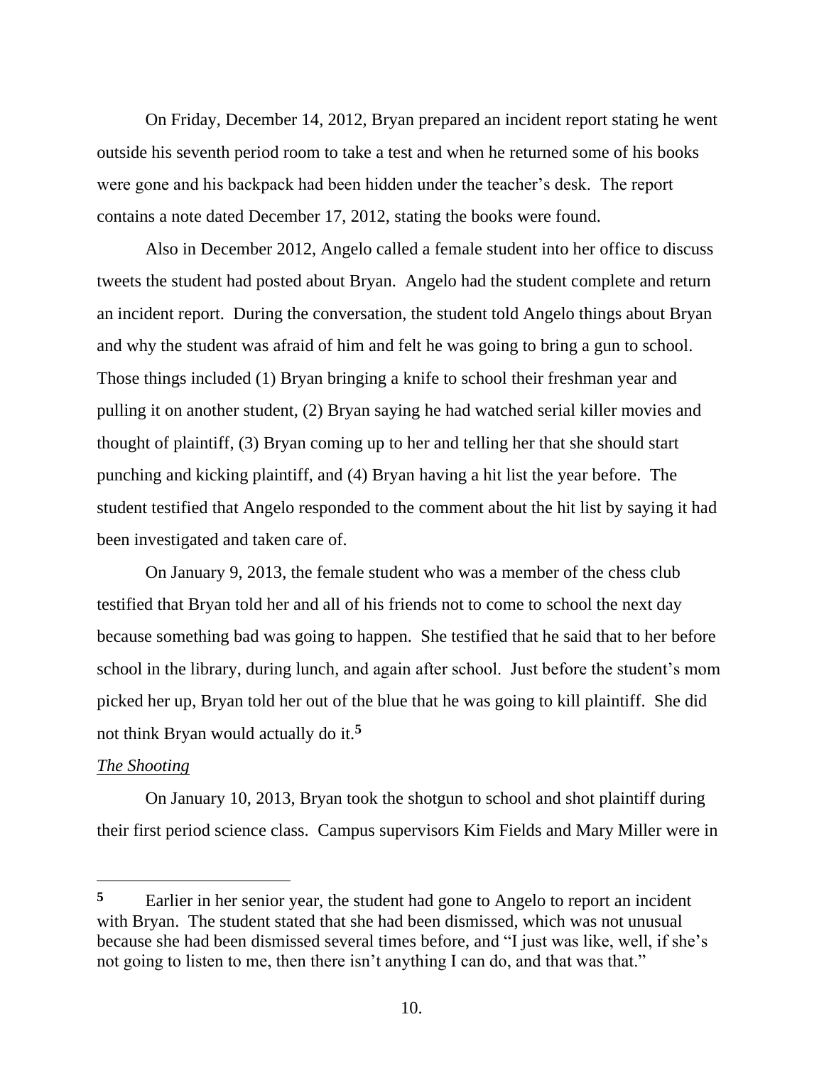On Friday, December 14, 2012, Bryan prepared an incident report stating he went outside his seventh period room to take a test and when he returned some of his books were gone and his backpack had been hidden under the teacher's desk. The report contains a note dated December 17, 2012, stating the books were found.

Also in December 2012, Angelo called a female student into her office to discuss tweets the student had posted about Bryan. Angelo had the student complete and return an incident report. During the conversation, the student told Angelo things about Bryan and why the student was afraid of him and felt he was going to bring a gun to school. Those things included (1) Bryan bringing a knife to school their freshman year and pulling it on another student, (2) Bryan saying he had watched serial killer movies and thought of plaintiff, (3) Bryan coming up to her and telling her that she should start punching and kicking plaintiff, and (4) Bryan having a hit list the year before. The student testified that Angelo responded to the comment about the hit list by saying it had been investigated and taken care of.

On January 9, 2013, the female student who was a member of the chess club testified that Bryan told her and all of his friends not to come to school the next day because something bad was going to happen. She testified that he said that to her before school in the library, during lunch, and again after school. Just before the student's mom picked her up, Bryan told her out of the blue that he was going to kill plaintiff. She did not think Bryan would actually do it.[5]

*The Shooting*

On January 10, 2013, Bryan took the shotgun to school and shot plaintiff during their first period science class. Campus supervisors Kim Fields and Mary Miller were in

---

[5] Earlier in her senior year, the student had gone to Angelo to report an incident with Bryan. The student stated that she had been dismissed, which was not unusual because she had been dismissed several times before, and "I just was like, well, if she's not going to listen to me, then there isn't anything I can do, and that was that."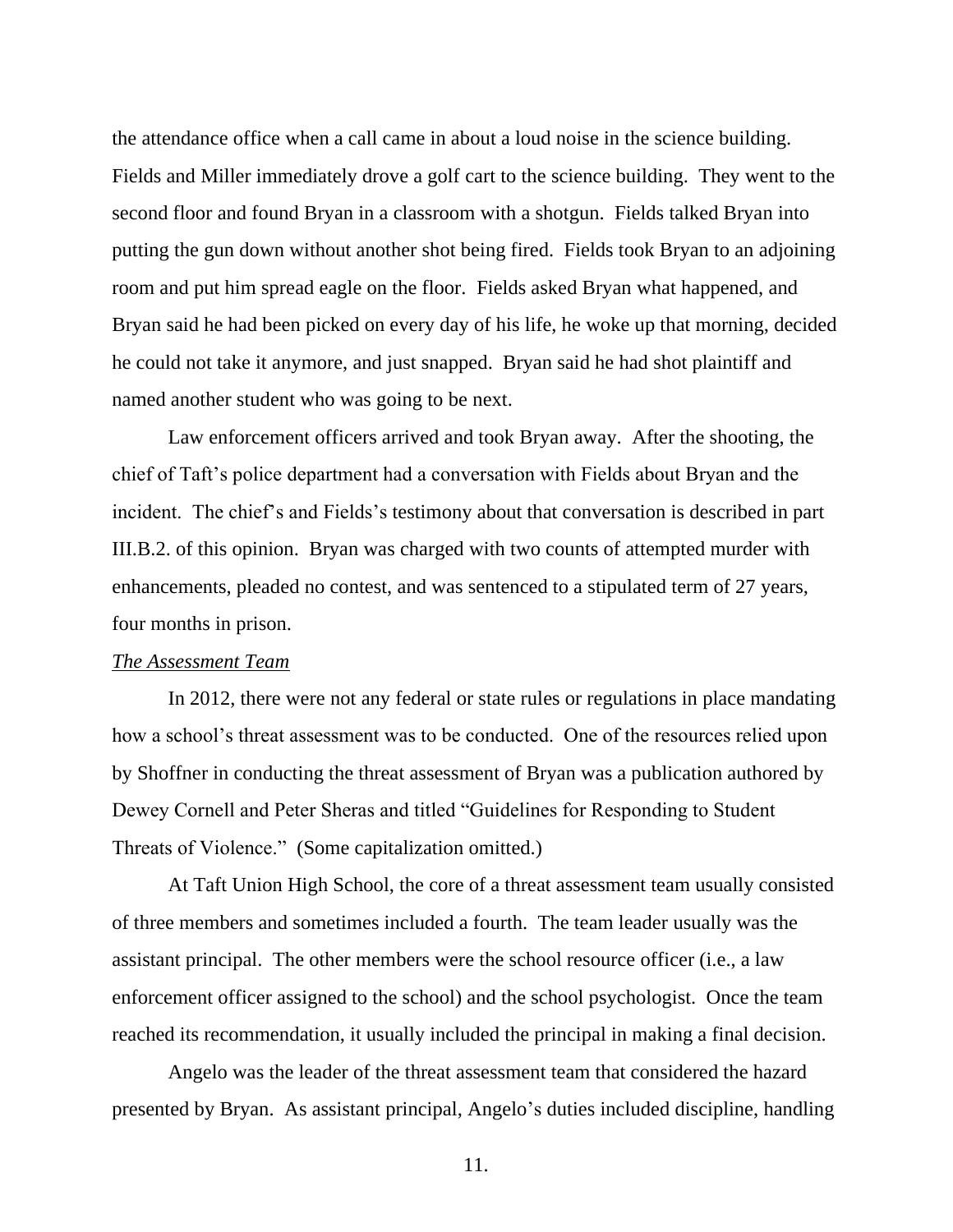the attendance office when a call came in about a loud noise in the science building. Fields and Miller immediately drove a golf cart to the science building. They went to the second floor and found Bryan in a classroom with a shotgun. Fields talked Bryan into putting the gun down without another shot being fired. Fields took Bryan to an adjoining room and put him spread eagle on the floor. Fields asked Bryan what happened, and Bryan said he had been picked on every day of his life, he woke up that morning, decided he could not take it anymore, and just snapped. Bryan said he had shot plaintiff and named another student who was going to be next.

Law enforcement officers arrived and took Bryan away. After the shooting, the chief of Taft's police department had a conversation with Fields about Bryan and the incident. The chief's and Fields's testimony about that conversation is described in part III.B.2. of this opinion. Bryan was charged with two counts of attempted murder with enhancements, pleaded no contest, and was sentenced to a stipulated term of 27 years, four months in prison.

*The Assessment Team*

In 2012, there were not any federal or state rules or regulations in place mandating how a school's threat assessment was to be conducted. One of the resources relied upon by Shoffner in conducting the threat assessment of Bryan was a publication authored by Dewey Cornell and Peter Sheras and titled "Guidelines for Responding to Student Threats of Violence." (Some capitalization omitted.)

At Taft Union High School, the core of a threat assessment team usually consisted of three members and sometimes included a fourth. The team leader usually was the assistant principal. The other members were the school resource officer (i.e., a law enforcement officer assigned to the school) and the school psychologist. Once the team reached its recommendation, it usually included the principal in making a final decision.

Angelo was the leader of the threat assessment team that considered the hazard presented by Bryan. As assistant principal, Angelo's duties included discipline, handling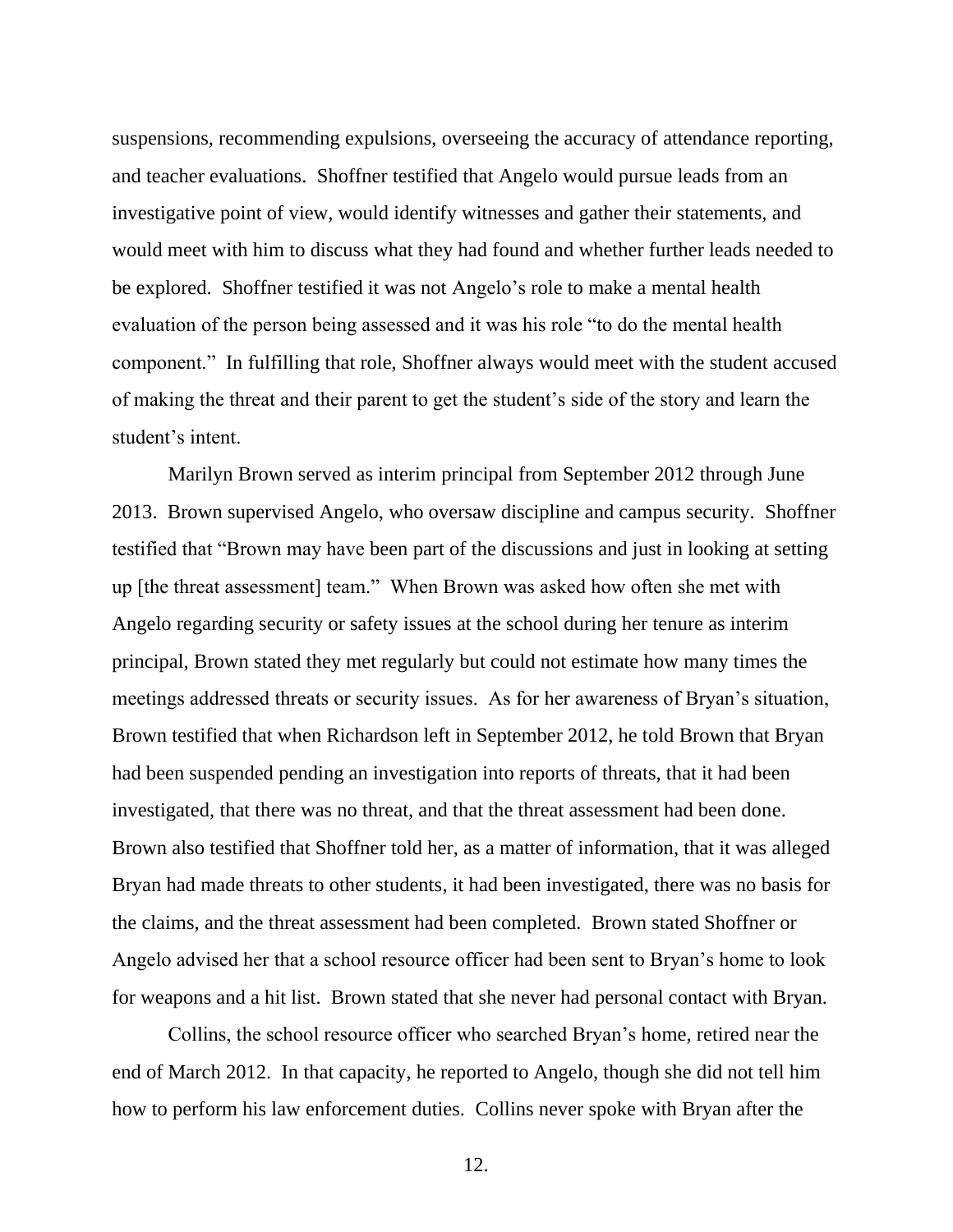suspensions, recommending expulsions, overseeing the accuracy of attendance reporting, and teacher evaluations. Shoffner testified that Angelo would pursue leads from an investigative point of view, would identify witnesses and gather their statements, and would meet with him to discuss what they had found and whether further leads needed to be explored. Shoffner testified it was not Angelo's role to make a mental health evaluation of the person being assessed and it was his role "to do the mental health component." In fulfilling that role, Shoffner always would meet with the student accused of making the threat and their parent to get the student's side of the story and learn the student's intent.

Marilyn Brown served as interim principal from September 2012 through June 2013. Brown supervised Angelo, who oversaw discipline and campus security. Shoffner testified that "Brown may have been part of the discussions and just in looking at setting up [the threat assessment] team." When Brown was asked how often she met with Angelo regarding security or safety issues at the school during her tenure as interim principal, Brown stated they met regularly but could not estimate how many times the meetings addressed threats or security issues. As for her awareness of Bryan's situation, Brown testified that when Richardson left in September 2012, he told Brown that Bryan had been suspended pending an investigation into reports of threats, that it had been investigated, that there was no threat, and that the threat assessment had been done. Brown also testified that Shoffner told her, as a matter of information, that it was alleged Bryan had made threats to other students, it had been investigated, there was no basis for the claims, and the threat assessment had been completed. Brown stated Shoffner or Angelo advised her that a school resource officer had been sent to Bryan's home to look for weapons and a hit list. Brown stated that she never had personal contact with Bryan.

Collins, the school resource officer who searched Bryan's home, retired near the end of March 2012. In that capacity, he reported to Angelo, though she did not tell him how to perform his law enforcement duties. Collins never spoke with Bryan after the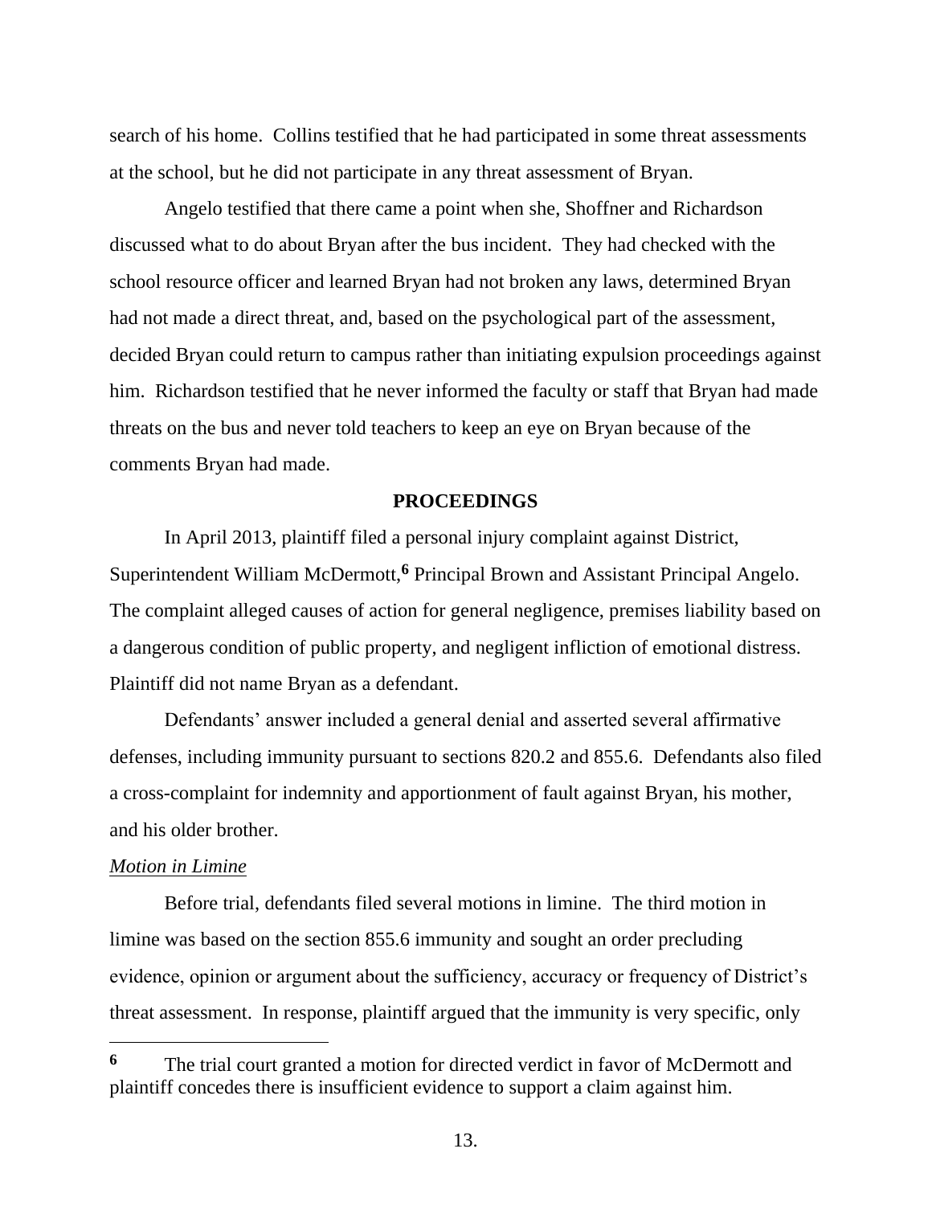search of his home. Collins testified that he had participated in some threat assessments at the school, but he did not participate in any threat assessment of Bryan.

Angelo testified that there came a point when she, Shoffner and Richardson discussed what to do about Bryan after the bus incident. They had checked with the school resource officer and learned Bryan had not broken any laws, determined Bryan had not made a direct threat, and, based on the psychological part of the assessment, decided Bryan could return to campus rather than initiating expulsion proceedings against him. Richardson testified that he never informed the faculty or staff that Bryan had made threats on the bus and never told teachers to keep an eye on Bryan because of the comments Bryan had made.

## PROCEEDINGS

In April 2013, plaintiff filed a personal injury complaint against District, Superintendent William McDermott,[6] Principal Brown and Assistant Principal Angelo. The complaint alleged causes of action for general negligence, premises liability based on a dangerous condition of public property, and negligent infliction of emotional distress. Plaintiff did not name Bryan as a defendant.

Defendants' answer included a general denial and asserted several affirmative defenses, including immunity pursuant to sections 820.2 and 855.6. Defendants also filed a cross-complaint for indemnity and apportionment of fault against Bryan, his mother, and his older brother.

_Motion in Limine_

Before trial, defendants filed several motions in limine. The third motion in limine was based on the section 855.6 immunity and sought an order precluding evidence, opinion or argument about the sufficiency, accuracy or frequency of District's threat assessment. In response, plaintiff argued that the immunity is very specific, only

---

[6] The trial court granted a motion for directed verdict in favor of McDermott and plaintiff concedes there is insufficient evidence to support a claim against him.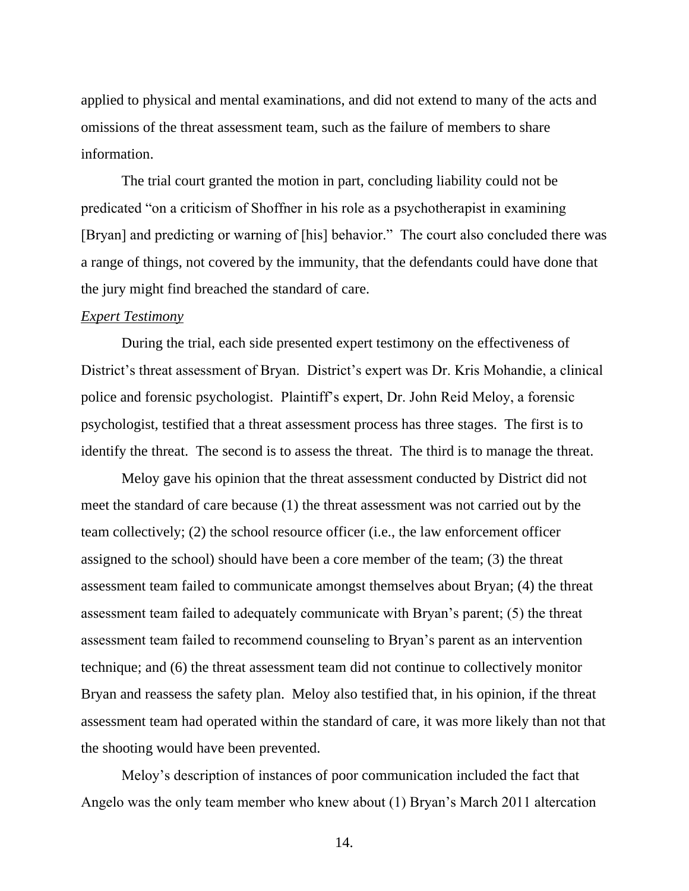applied to physical and mental examinations, and did not extend to many of the acts and omissions of the threat assessment team, such as the failure of members to share information.

The trial court granted the motion in part, concluding liability could not be predicated "on a criticism of Shoffner in his role as a psychotherapist in examining [Bryan] and predicting or warning of [his] behavior." The court also concluded there was a range of things, not covered by the immunity, that the defendants could have done that the jury might find breached the standard of care.

*Expert Testimony*

During the trial, each side presented expert testimony on the effectiveness of District's threat assessment of Bryan. District's expert was Dr. Kris Mohandie, a clinical police and forensic psychologist. Plaintiff's expert, Dr. John Reid Meloy, a forensic psychologist, testified that a threat assessment process has three stages. The first is to identify the threat. The second is to assess the threat. The third is to manage the threat.

Meloy gave his opinion that the threat assessment conducted by District did not meet the standard of care because (1) the threat assessment was not carried out by the team collectively; (2) the school resource officer (i.e., the law enforcement officer assigned to the school) should have been a core member of the team; (3) the threat assessment team failed to communicate amongst themselves about Bryan; (4) the threat assessment team failed to adequately communicate with Bryan's parent; (5) the threat assessment team failed to recommend counseling to Bryan's parent as an intervention technique; and (6) the threat assessment team did not continue to collectively monitor Bryan and reassess the safety plan. Meloy also testified that, in his opinion, if the threat assessment team had operated within the standard of care, it was more likely than not that the shooting would have been prevented.

Meloy's description of instances of poor communication included the fact that Angelo was the only team member who knew about (1) Bryan's March 2011 altercation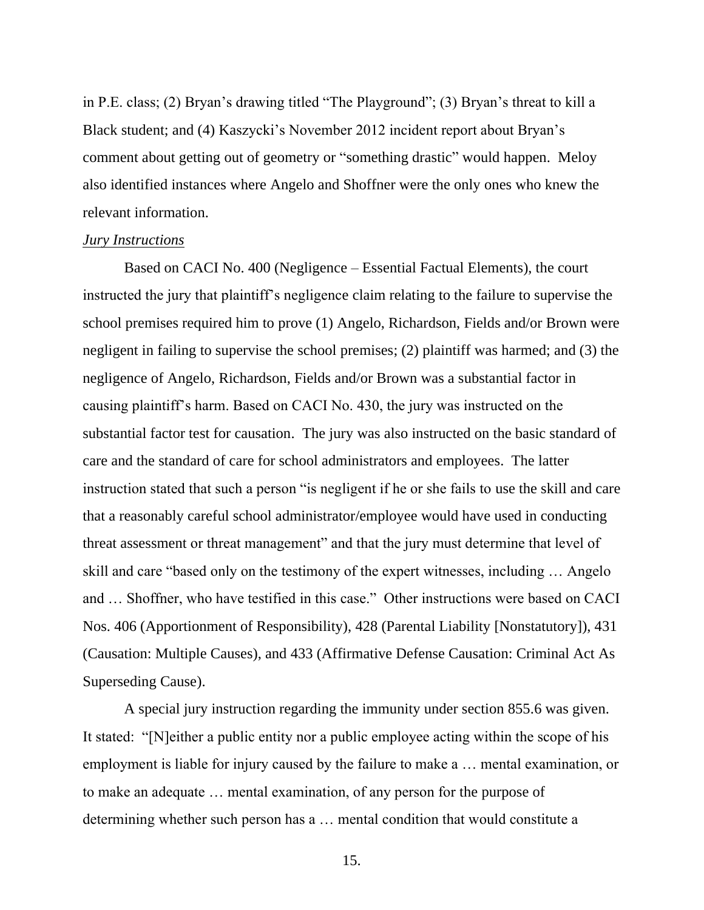in P.E. class; (2) Bryan's drawing titled "The Playground"; (3) Bryan's threat to kill a Black student; and (4) Kaszycki's November 2012 incident report about Bryan's comment about getting out of geometry or "something drastic" would happen. Meloy also identified instances where Angelo and Shoffner were the only ones who knew the relevant information.

*Jury Instructions*

Based on CACI No. 400 (Negligence – Essential Factual Elements), the court instructed the jury that plaintiff's negligence claim relating to the failure to supervise the school premises required him to prove (1) Angelo, Richardson, Fields and/or Brown were negligent in failing to supervise the school premises; (2) plaintiff was harmed; and (3) the negligence of Angelo, Richardson, Fields and/or Brown was a substantial factor in causing plaintiff's harm. Based on CACI No. 430, the jury was instructed on the substantial factor test for causation. The jury was also instructed on the basic standard of care and the standard of care for school administrators and employees. The latter instruction stated that such a person "is negligent if he or she fails to use the skill and care that a reasonably careful school administrator/employee would have used in conducting threat assessment or threat management" and that the jury must determine that level of skill and care "based only on the testimony of the expert witnesses, including … Angelo and … Shoffner, who have testified in this case." Other instructions were based on CACI Nos. 406 (Apportionment of Responsibility), 428 (Parental Liability [Nonstatutory]), 431 (Causation: Multiple Causes), and 433 (Affirmative Defense Causation: Criminal Act As Superseding Cause).

A special jury instruction regarding the immunity under section 855.6 was given. It stated: "[N]either a public entity nor a public employee acting within the scope of his employment is liable for injury caused by the failure to make a … mental examination, or to make an adequate … mental examination, of any person for the purpose of determining whether such person has a … mental condition that would constitute a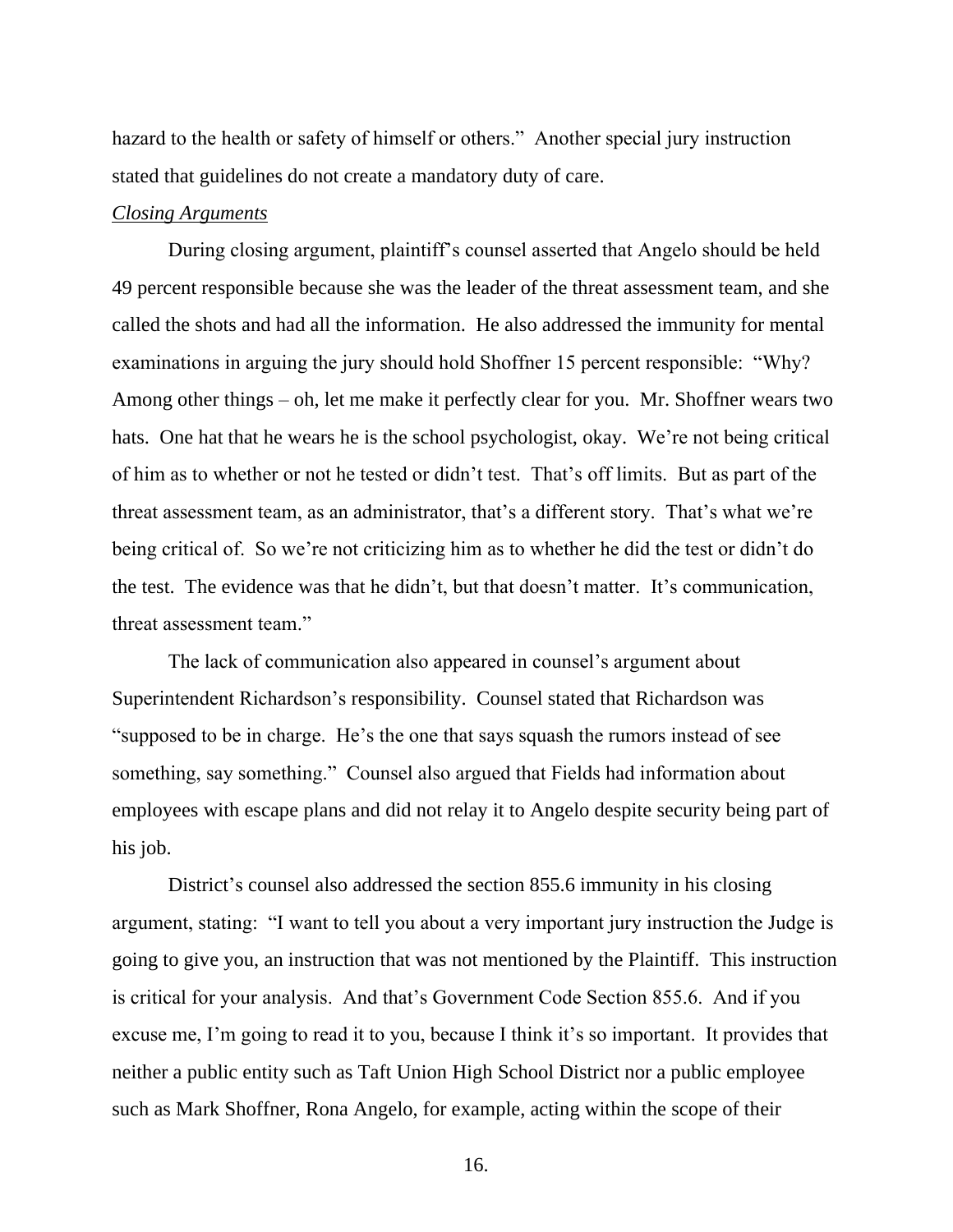hazard to the health or safety of himself or others." Another special jury instruction stated that guidelines do not create a mandatory duty of care.

*Closing Arguments*

During closing argument, plaintiff's counsel asserted that Angelo should be held 49 percent responsible because she was the leader of the threat assessment team, and she called the shots and had all the information. He also addressed the immunity for mental examinations in arguing the jury should hold Shoffner 15 percent responsible: "Why? Among other things – oh, let me make it perfectly clear for you. Mr. Shoffner wears two hats. One hat that he wears he is the school psychologist, okay. We're not being critical of him as to whether or not he tested or didn't test. That's off limits. But as part of the threat assessment team, as an administrator, that's a different story. That's what we're being critical of. So we're not criticizing him as to whether he did the test or didn't do the test. The evidence was that he didn't, but that doesn't matter. It's communication, threat assessment team."

The lack of communication also appeared in counsel's argument about Superintendent Richardson's responsibility. Counsel stated that Richardson was "supposed to be in charge. He's the one that says squash the rumors instead of see something, say something." Counsel also argued that Fields had information about employees with escape plans and did not relay it to Angelo despite security being part of his job.

District's counsel also addressed the section 855.6 immunity in his closing argument, stating: "I want to tell you about a very important jury instruction the Judge is going to give you, an instruction that was not mentioned by the Plaintiff. This instruction is critical for your analysis. And that's Government Code Section 855.6. And if you excuse me, I'm going to read it to you, because I think it's so important. It provides that neither a public entity such as Taft Union High School District nor a public employee such as Mark Shoffner, Rona Angelo, for example, acting within the scope of their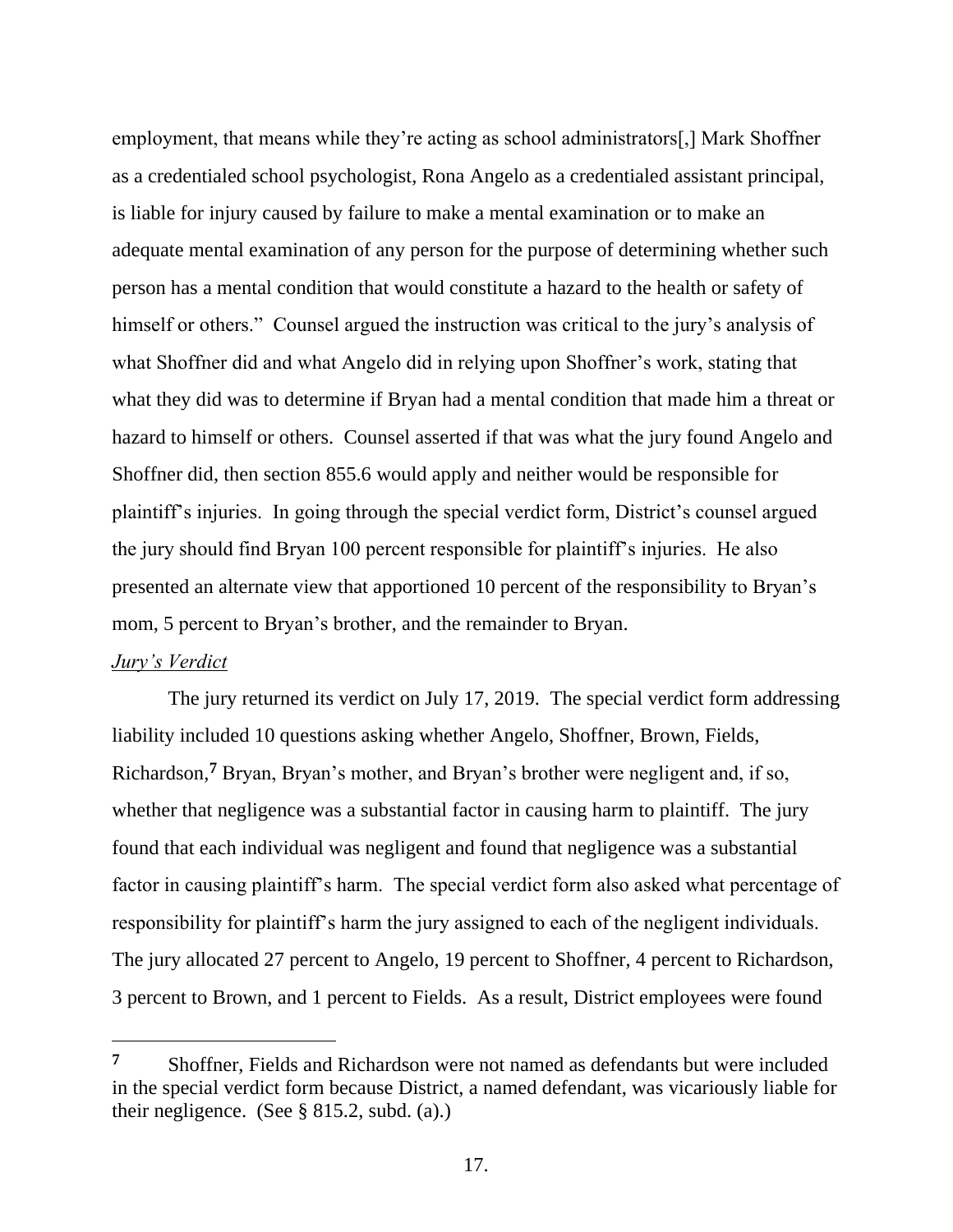employment, that means while they're acting as school administrators[,] Mark Shoffner as a credentialed school psychologist, Rona Angelo as a credentialed assistant principal, is liable for injury caused by failure to make a mental examination or to make an adequate mental examination of any person for the purpose of determining whether such person has a mental condition that would constitute a hazard to the health or safety of himself or others." Counsel argued the instruction was critical to the jury's analysis of what Shoffner did and what Angelo did in relying upon Shoffner's work, stating that what they did was to determine if Bryan had a mental condition that made him a threat or hazard to himself or others. Counsel asserted if that was what the jury found Angelo and Shoffner did, then section 855.6 would apply and neither would be responsible for plaintiff's injuries. In going through the special verdict form, District's counsel argued the jury should find Bryan 100 percent responsible for plaintiff's injuries. He also presented an alternate view that apportioned 10 percent of the responsibility to Bryan's mom, 5 percent to Bryan's brother, and the remainder to Bryan.

*Jury's Verdict*

The jury returned its verdict on July 17, 2019. The special verdict form addressing liability included 10 questions asking whether Angelo, Shoffner, Brown, Fields, Richardson,[7] Bryan, Bryan's mother, and Bryan's brother were negligent and, if so, whether that negligence was a substantial factor in causing harm to plaintiff. The jury found that each individual was negligent and found that negligence was a substantial factor in causing plaintiff's harm. The special verdict form also asked what percentage of responsibility for plaintiff's harm the jury assigned to each of the negligent individuals. The jury allocated 27 percent to Angelo, 19 percent to Shoffner, 4 percent to Richardson, 3 percent to Brown, and 1 percent to Fields. As a result, District employees were found

---

[7] Shoffner, Fields and Richardson were not named as defendants but were included in the special verdict form because District, a named defendant, was vicariously liable for their negligence. (See § 815.2, subd. (a).)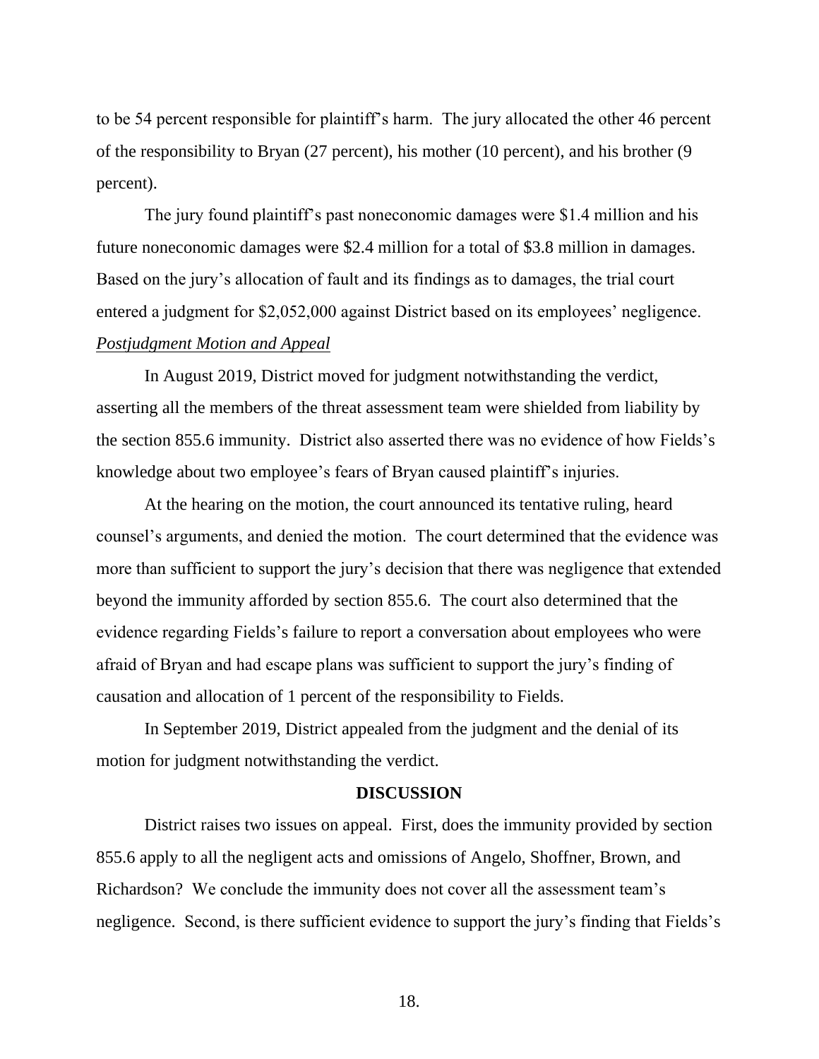to be 54 percent responsible for plaintiff's harm. The jury allocated the other 46 percent of the responsibility to Bryan (27 percent), his mother (10 percent), and his brother (9 percent).

The jury found plaintiff's past noneconomic damages were \$1.4 million and his future noneconomic damages were \$2.4 million for a total of \$3.8 million in damages. Based on the jury's allocation of fault and its findings as to damages, the trial court entered a judgment for \$2,052,000 against District based on its employees' negligence.

*Postjudgment Motion and Appeal*

In August 2019, District moved for judgment notwithstanding the verdict, asserting all the members of the threat assessment team were shielded from liability by the section 855.6 immunity. District also asserted there was no evidence of how Fields's knowledge about two employee's fears of Bryan caused plaintiff's injuries.

At the hearing on the motion, the court announced its tentative ruling, heard counsel's arguments, and denied the motion. The court determined that the evidence was more than sufficient to support the jury's decision that there was negligence that extended beyond the immunity afforded by section 855.6. The court also determined that the evidence regarding Fields's failure to report a conversation about employees who were afraid of Bryan and had escape plans was sufficient to support the jury's finding of causation and allocation of 1 percent of the responsibility to Fields.

In September 2019, District appealed from the judgment and the denial of its motion for judgment notwithstanding the verdict.

## DISCUSSION

District raises two issues on appeal. First, does the immunity provided by section 855.6 apply to all the negligent acts and omissions of Angelo, Shoffner, Brown, and Richardson? We conclude the immunity does not cover all the assessment team's negligence. Second, is there sufficient evidence to support the jury's finding that Fields's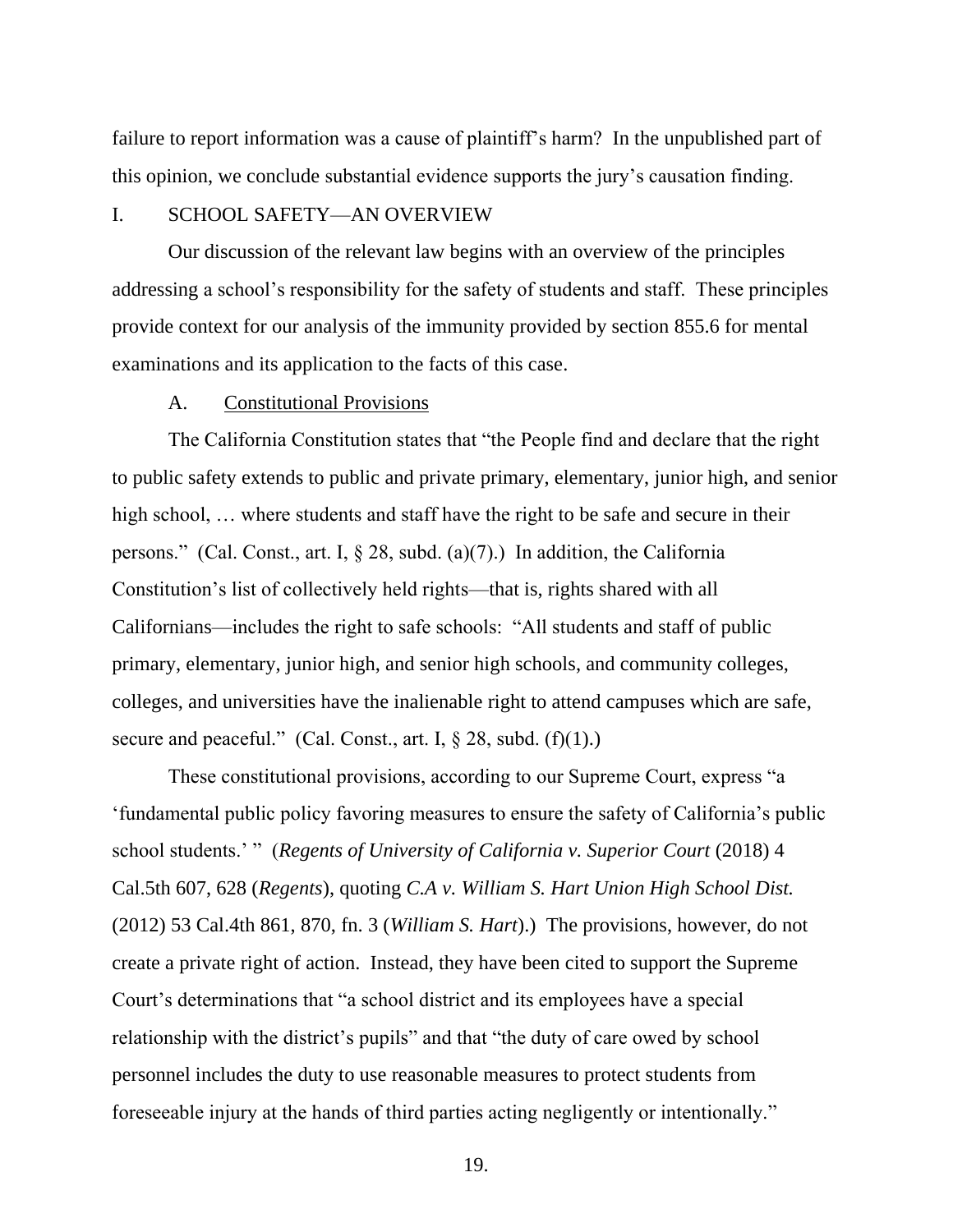failure to report information was a cause of plaintiff's harm? In the unpublished part of this opinion, we conclude substantial evidence supports the jury's causation finding.

## I. SCHOOL SAFETY—AN OVERVIEW

Our discussion of the relevant law begins with an overview of the principles addressing a school's responsibility for the safety of students and staff. These principles provide context for our analysis of the immunity provided by section 855.6 for mental examinations and its application to the facts of this case.

### A. Constitutional Provisions

The California Constitution states that "the People find and declare that the right to public safety extends to public and private primary, elementary, junior high, and senior high school, … where students and staff have the right to be safe and secure in their persons." (Cal. Const., art. I, § 28, subd. (a)(7).) In addition, the California Constitution's list of collectively held rights—that is, rights shared with all Californians—includes the right to safe schools: "All students and staff of public primary, elementary, junior high, and senior high schools, and community colleges, colleges, and universities have the inalienable right to attend campuses which are safe, secure and peaceful." (Cal. Const., art. I, § 28, subd. (f)(1).)

These constitutional provisions, according to our Supreme Court, express "a 'fundamental public policy favoring measures to ensure the safety of California's public school students.' " (*Regents of University of California v. Superior Court* (2018) 4 Cal.5th 607, 628 (*Regents*), quoting *C.A v. William S. Hart Union High School Dist.* (2012) 53 Cal.4th 861, 870, fn. 3 (*William S. Hart*).) The provisions, however, do not create a private right of action. Instead, they have been cited to support the Supreme Court's determinations that "a school district and its employees have a special relationship with the district's pupils" and that "the duty of care owed by school personnel includes the duty to use reasonable measures to protect students from foreseeable injury at the hands of third parties acting negligently or intentionally."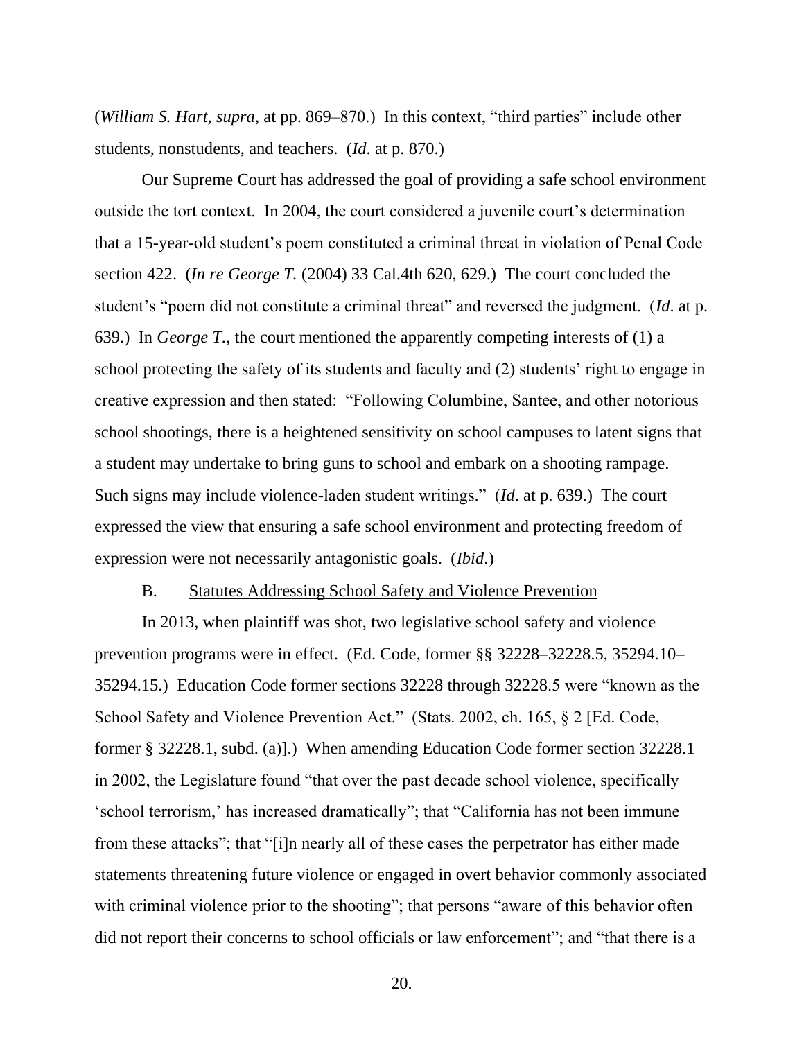(*William S. Hart*, *supra*, at pp. 869–870.) In this context, "third parties" include other students, nonstudents, and teachers. (*Id*. at p. 870.)

Our Supreme Court has addressed the goal of providing a safe school environment outside the tort context. In 2004, the court considered a juvenile court's determination that a 15-year-old student's poem constituted a criminal threat in violation of Penal Code section 422. (*In re George T.* (2004) 33 Cal.4th 620, 629.) The court concluded the student's "poem did not constitute a criminal threat" and reversed the judgment. (*Id*. at p. 639.) In *George T.*, the court mentioned the apparently competing interests of (1) a school protecting the safety of its students and faculty and (2) students' right to engage in creative expression and then stated: "Following Columbine, Santee, and other notorious school shootings, there is a heightened sensitivity on school campuses to latent signs that a student may undertake to bring guns to school and embark on a shooting rampage. Such signs may include violence-laden student writings." (*Id*. at p. 639.) The court expressed the view that ensuring a safe school environment and protecting freedom of expression were not necessarily antagonistic goals. (*Ibid*.)

B. Statutes Addressing School Safety and Violence Prevention

In 2013, when plaintiff was shot, two legislative school safety and violence prevention programs were in effect. (Ed. Code, former §§ 32228–32228.5, 35294.10–35294.15.) Education Code former sections 32228 through 32228.5 were "known as the School Safety and Violence Prevention Act." (Stats. 2002, ch. 165, § 2 [Ed. Code, former § 32228.1, subd. (a)].) When amending Education Code former section 32228.1 in 2002, the Legislature found "that over the past decade school violence, specifically 'school terrorism,' has increased dramatically"; that "California has not been immune from these attacks"; that "[i]n nearly all of these cases the perpetrator has either made statements threatening future violence or engaged in overt behavior commonly associated with criminal violence prior to the shooting"; that persons "aware of this behavior often did not report their concerns to school officials or law enforcement"; and "that there is a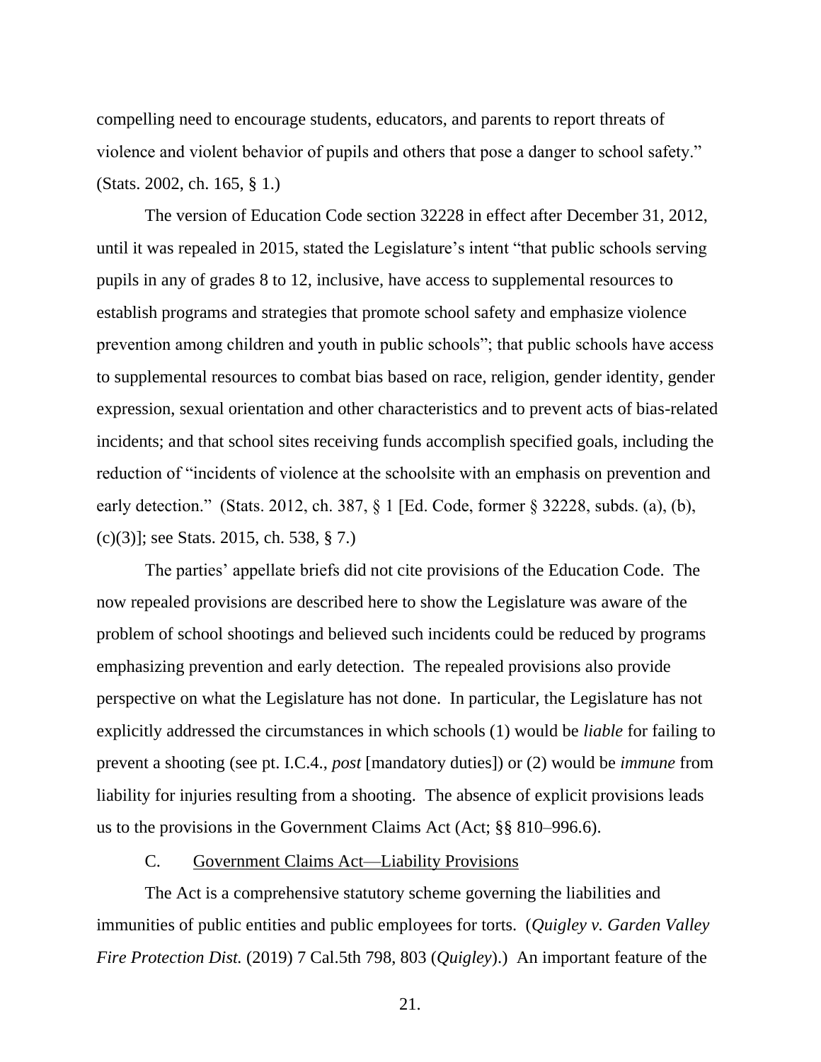compelling need to encourage students, educators, and parents to report threats of violence and violent behavior of pupils and others that pose a danger to school safety." (Stats. 2002, ch. 165, § 1.)

The version of Education Code section 32228 in effect after December 31, 2012, until it was repealed in 2015, stated the Legislature's intent "that public schools serving pupils in any of grades 8 to 12, inclusive, have access to supplemental resources to establish programs and strategies that promote school safety and emphasize violence prevention among children and youth in public schools"; that public schools have access to supplemental resources to combat bias based on race, religion, gender identity, gender expression, sexual orientation and other characteristics and to prevent acts of bias-related incidents; and that school sites receiving funds accomplish specified goals, including the reduction of "incidents of violence at the schoolsite with an emphasis on prevention and early detection." (Stats. 2012, ch. 387, § 1 [Ed. Code, former § 32228, subds. (a), (b), (c)(3)]; see Stats. 2015, ch. 538, § 7.)

The parties' appellate briefs did not cite provisions of the Education Code. The now repealed provisions are described here to show the Legislature was aware of the problem of school shootings and believed such incidents could be reduced by programs emphasizing prevention and early detection. The repealed provisions also provide perspective on what the Legislature has not done. In particular, the Legislature has not explicitly addressed the circumstances in which schools (1) would be *liable* for failing to prevent a shooting (see pt. I.C.4., *post* [mandatory duties]) or (2) would be *immune* from liability for injuries resulting from a shooting. The absence of explicit provisions leads us to the provisions in the Government Claims Act (Act; §§ 810–996.6).

### C. Government Claims Act—Liability Provisions

The Act is a comprehensive statutory scheme governing the liabilities and immunities of public entities and public employees for torts. (*Quigley v. Garden Valley Fire Protection Dist.* (2019) 7 Cal.5th 798, 803 (*Quigley*).) An important feature of the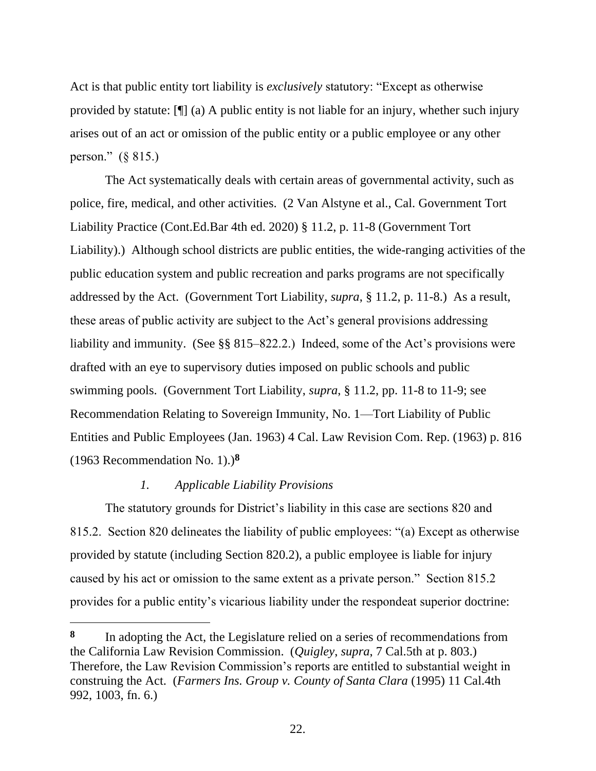Act is that public entity tort liability is *exclusively* statutory: "Except as otherwise provided by statute: [¶] (a) A public entity is not liable for an injury, whether such injury arises out of an act or omission of the public entity or a public employee or any other person." (§ 815.)

The Act systematically deals with certain areas of governmental activity, such as police, fire, medical, and other activities. (2 Van Alstyne et al., Cal. Government Tort Liability Practice (Cont.Ed.Bar 4th ed. 2020) § 11.2, p. 11-8 (Government Tort Liability).) Although school districts are public entities, the wide-ranging activities of the public education system and public recreation and parks programs are not specifically addressed by the Act. (Government Tort Liability, *supra*, § 11.2, p. 11-8.) As a result, these areas of public activity are subject to the Act's general provisions addressing liability and immunity. (See §§ 815–822.2.) Indeed, some of the Act's provisions were drafted with an eye to supervisory duties imposed on public schools and public swimming pools. (Government Tort Liability, *supra*, § 11.2, pp. 11-8 to 11-9; see Recommendation Relating to Sovereign Immunity, No. 1—Tort Liability of Public Entities and Public Employees (Jan. 1963) 4 Cal. Law Revision Com. Rep. (1963) p. 816 (1963 Recommendation No. 1).)[8]

### *1. Applicable Liability Provisions*

The statutory grounds for District's liability in this case are sections 820 and 815.2. Section 820 delineates the liability of public employees: "(a) Except as otherwise provided by statute (including Section 820.2), a public employee is liable for injury caused by his act or omission to the same extent as a private person." Section 815.2 provides for a public entity's vicarious liability under the respondeat superior doctrine:

---

**8** In adopting the Act, the Legislature relied on a series of recommendations from the California Law Revision Commission. (*Quigley*, *supra*, 7 Cal.5th at p. 803.) Therefore, the Law Revision Commission's reports are entitled to substantial weight in construing the Act. (*Farmers Ins. Group v. County of Santa Clara* (1995) 11 Cal.4th 992, 1003, fn. 6.)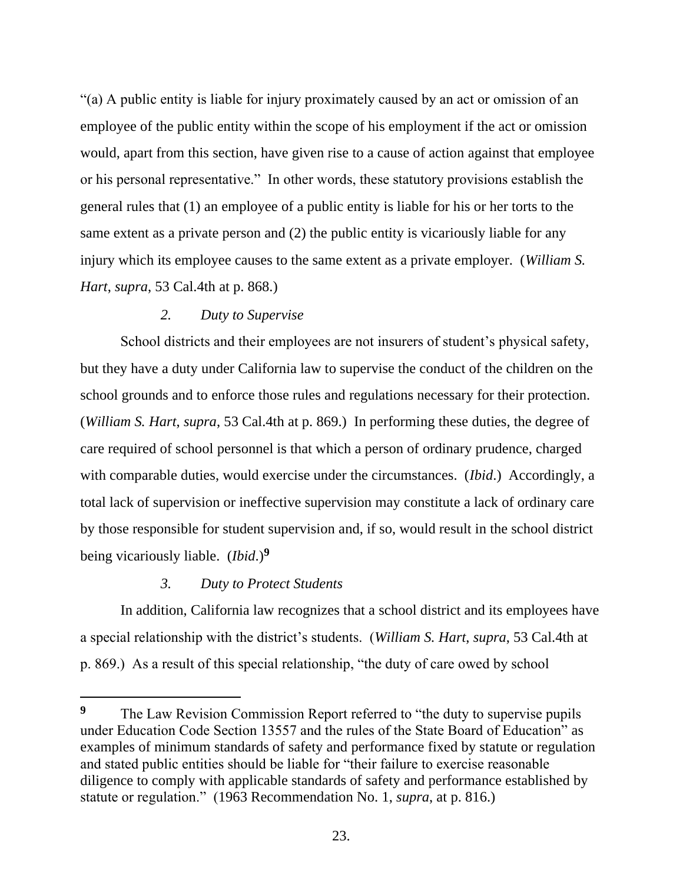"(a) A public entity is liable for injury proximately caused by an act or omission of an employee of the public entity within the scope of his employment if the act or omission would, apart from this section, have given rise to a cause of action against that employee or his personal representative." In other words, these statutory provisions establish the general rules that (1) an employee of a public entity is liable for his or her torts to the same extent as a private person and (2) the public entity is vicariously liable for any injury which its employee causes to the same extent as a private employer. (*William S. Hart*, *supra*, 53 Cal.4th at p. 868.)

### *2. Duty to Supervise*

School districts and their employees are not insurers of student's physical safety, but they have a duty under California law to supervise the conduct of the children on the school grounds and to enforce those rules and regulations necessary for their protection. (*William S. Hart*, *supra*, 53 Cal.4th at p. 869.) In performing these duties, the degree of care required of school personnel is that which a person of ordinary prudence, charged with comparable duties, would exercise under the circumstances. (*Ibid*.) Accordingly, a total lack of supervision or ineffective supervision may constitute a lack of ordinary care by those responsible for student supervision and, if so, would result in the school district being vicariously liable. (*Ibid*.)[9]

### *3. Duty to Protect Students*

In addition, California law recognizes that a school district and its employees have a special relationship with the district's students. (*William S. Hart*, *supra*, 53 Cal.4th at p. 869.) As a result of this special relationship, "the duty of care owed by school

---

**9** The Law Revision Commission Report referred to "the duty to supervise pupils under Education Code Section 13557 and the rules of the State Board of Education" as examples of minimum standards of safety and performance fixed by statute or regulation and stated public entities should be liable for "their failure to exercise reasonable diligence to comply with applicable standards of safety and performance established by statute or regulation." (1963 Recommendation No. 1, *supra*, at p. 816.)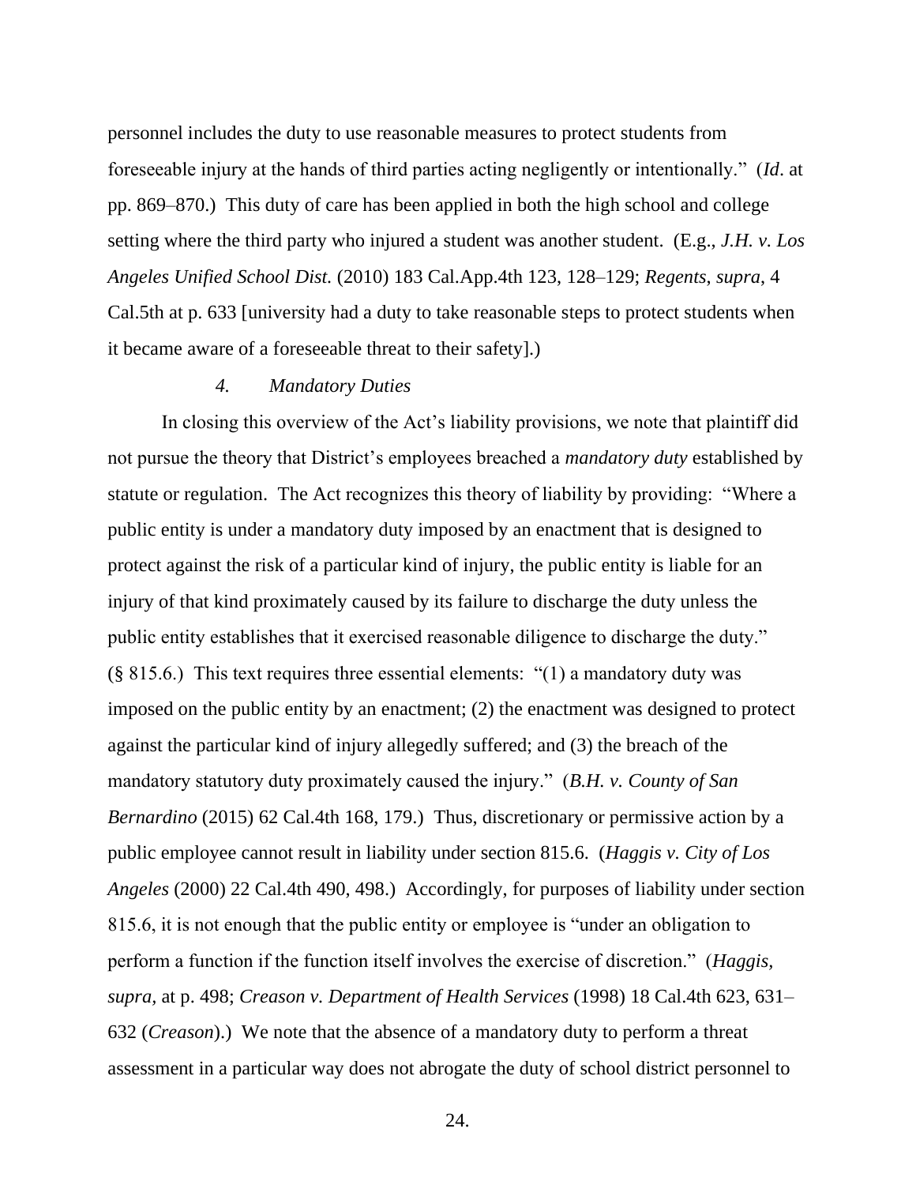personnel includes the duty to use reasonable measures to protect students from foreseeable injury at the hands of third parties acting negligently or intentionally." (*Id*. at pp. 869–870.) This duty of care has been applied in both the high school and college setting where the third party who injured a student was another student. (E.g., *J.H. v. Los Angeles Unified School Dist.* (2010) 183 Cal.App.4th 123, 128–129; *Regents*, *supra*, 4 Cal.5th at p. 633 [university had a duty to take reasonable steps to protect students when it became aware of a foreseeable threat to their safety].)

#### *4. Mandatory Duties*

In closing this overview of the Act's liability provisions, we note that plaintiff did not pursue the theory that District's employees breached a *mandatory duty* established by statute or regulation. The Act recognizes this theory of liability by providing: "Where a public entity is under a mandatory duty imposed by an enactment that is designed to protect against the risk of a particular kind of injury, the public entity is liable for an injury of that kind proximately caused by its failure to discharge the duty unless the public entity establishes that it exercised reasonable diligence to discharge the duty." (§ 815.6.) This text requires three essential elements: "(1) a mandatory duty was imposed on the public entity by an enactment; (2) the enactment was designed to protect against the particular kind of injury allegedly suffered; and (3) the breach of the mandatory statutory duty proximately caused the injury." (*B.H. v. County of San Bernardino* (2015) 62 Cal.4th 168, 179.) Thus, discretionary or permissive action by a public employee cannot result in liability under section 815.6. (*Haggis v. City of Los Angeles* (2000) 22 Cal.4th 490, 498.) Accordingly, for purposes of liability under section 815.6, it is not enough that the public entity or employee is "under an obligation to perform a function if the function itself involves the exercise of discretion." (*Haggis, supra,* at p. 498; *Creason v. Department of Health Services* (1998) 18 Cal.4th 623, 631–632 (*Creason*).) We note that the absence of a mandatory duty to perform a threat assessment in a particular way does not abrogate the duty of school district personnel to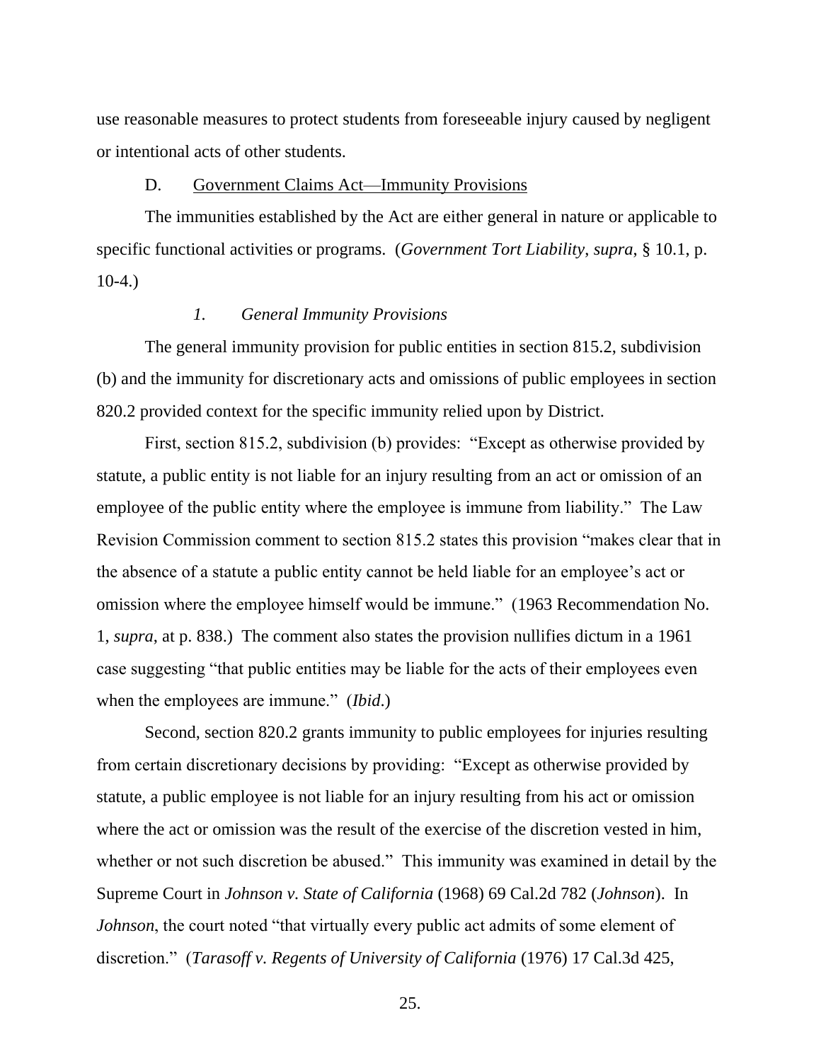use reasonable measures to protect students from foreseeable injury caused by negligent or intentional acts of other students.

### D. Government Claims Act—Immunity Provisions

The immunities established by the Act are either general in nature or applicable to specific functional activities or programs. (*Government Tort Liability*, *supra*, § 10.1, p. 10-4.)

#### *1. General Immunity Provisions*

The general immunity provision for public entities in section 815.2, subdivision (b) and the immunity for discretionary acts and omissions of public employees in section 820.2 provided context for the specific immunity relied upon by District.

First, section 815.2, subdivision (b) provides: "Except as otherwise provided by statute, a public entity is not liable for an injury resulting from an act or omission of an employee of the public entity where the employee is immune from liability." The Law Revision Commission comment to section 815.2 states this provision "makes clear that in the absence of a statute a public entity cannot be held liable for an employee's act or omission where the employee himself would be immune." (1963 Recommendation No. 1, *supra*, at p. 838.) The comment also states the provision nullifies dictum in a 1961 case suggesting "that public entities may be liable for the acts of their employees even when the employees are immune." (*Ibid*.)

Second, section 820.2 grants immunity to public employees for injuries resulting from certain discretionary decisions by providing: "Except as otherwise provided by statute, a public employee is not liable for an injury resulting from his act or omission where the act or omission was the result of the exercise of the discretion vested in him, whether or not such discretion be abused." This immunity was examined in detail by the Supreme Court in *Johnson v. State of California* (1968) 69 Cal.2d 782 (*Johnson*). In *Johnson*, the court noted "that virtually every public act admits of some element of discretion." (*Tarasoff v. Regents of University of California* (1976) 17 Cal.3d 425,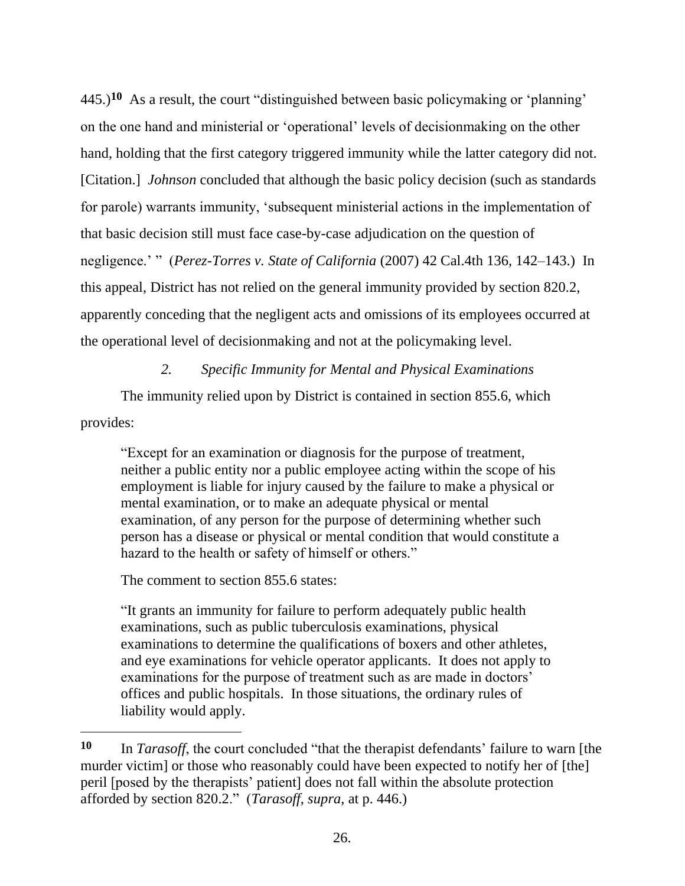445.)[10] As a result, the court "distinguished between basic policymaking or 'planning' on the one hand and ministerial or 'operational' levels of decisionmaking on the other hand, holding that the first category triggered immunity while the latter category did not. [Citation.] *Johnson* concluded that although the basic policy decision (such as standards for parole) warrants immunity, 'subsequent ministerial actions in the implementation of that basic decision still must face case-by-case adjudication on the question of negligence.' " (*Perez-Torres v. State of California* (2007) 42 Cal.4th 136, 142–143.) In this appeal, District has not relied on the general immunity provided by section 820.2, apparently conceding that the negligent acts and omissions of its employees occurred at the operational level of decisionmaking and not at the policymaking level.

### *2. Specific Immunity for Mental and Physical Examinations*

The immunity relied upon by District is contained in section 855.6, which provides:

> "Except for an examination or diagnosis for the purpose of treatment, neither a public entity nor a public employee acting within the scope of his employment is liable for injury caused by the failure to make a physical or mental examination, or to make an adequate physical or mental examination, of any person for the purpose of determining whether such person has a disease or physical or mental condition that would constitute a hazard to the health or safety of himself or others."

The comment to section 855.6 states:

> "It grants an immunity for failure to perform adequately public health examinations, such as public tuberculosis examinations, physical examinations to determine the qualifications of boxers and other athletes, and eye examinations for vehicle operator applicants. It does not apply to examinations for the purpose of treatment such as are made in doctors' offices and public hospitals. In those situations, the ordinary rules of liability would apply.

---

[10] In *Tarasoff*, the court concluded "that the therapist defendants' failure to warn [the murder victim] or those who reasonably could have been expected to notify her of [the] peril [posed by the therapists' patient] does not fall within the absolute protection afforded by section 820.2." (*Tarasoff*, *supra*, at p. 446.)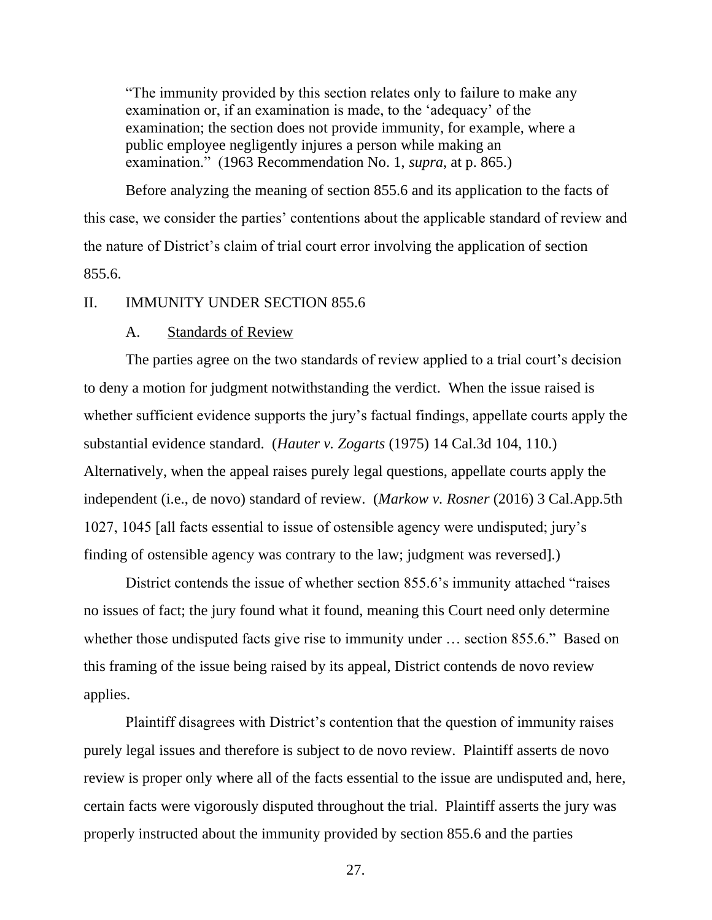> "The immunity provided by this section relates only to failure to make any examination or, if an examination is made, to the 'adequacy' of the examination; the section does not provide immunity, for example, where a public employee negligently injures a person while making an examination." (1963 Recommendation No. 1, *supra*, at p. 865.)

Before analyzing the meaning of section 855.6 and its application to the facts of this case, we consider the parties' contentions about the applicable standard of review and the nature of District's claim of trial court error involving the application of section 855.6.

## II. IMMUNITY UNDER SECTION 855.6

### A. Standards of Review

The parties agree on the two standards of review applied to a trial court's decision to deny a motion for judgment notwithstanding the verdict. When the issue raised is whether sufficient evidence supports the jury's factual findings, appellate courts apply the substantial evidence standard. (*Hauter v. Zogarts* (1975) 14 Cal.3d 104, 110.) Alternatively, when the appeal raises purely legal questions, appellate courts apply the independent (i.e., de novo) standard of review. (*Markow v. Rosner* (2016) 3 Cal.App.5th 1027, 1045 [all facts essential to issue of ostensible agency were undisputed; jury's finding of ostensible agency was contrary to the law; judgment was reversed].)

District contends the issue of whether section 855.6's immunity attached "raises no issues of fact; the jury found what it found, meaning this Court need only determine whether those undisputed facts give rise to immunity under … section 855.6." Based on this framing of the issue being raised by its appeal, District contends de novo review applies.

Plaintiff disagrees with District's contention that the question of immunity raises purely legal issues and therefore is subject to de novo review. Plaintiff asserts de novo review is proper only where all of the facts essential to the issue are undisputed and, here, certain facts were vigorously disputed throughout the trial. Plaintiff asserts the jury was properly instructed about the immunity provided by section 855.6 and the parties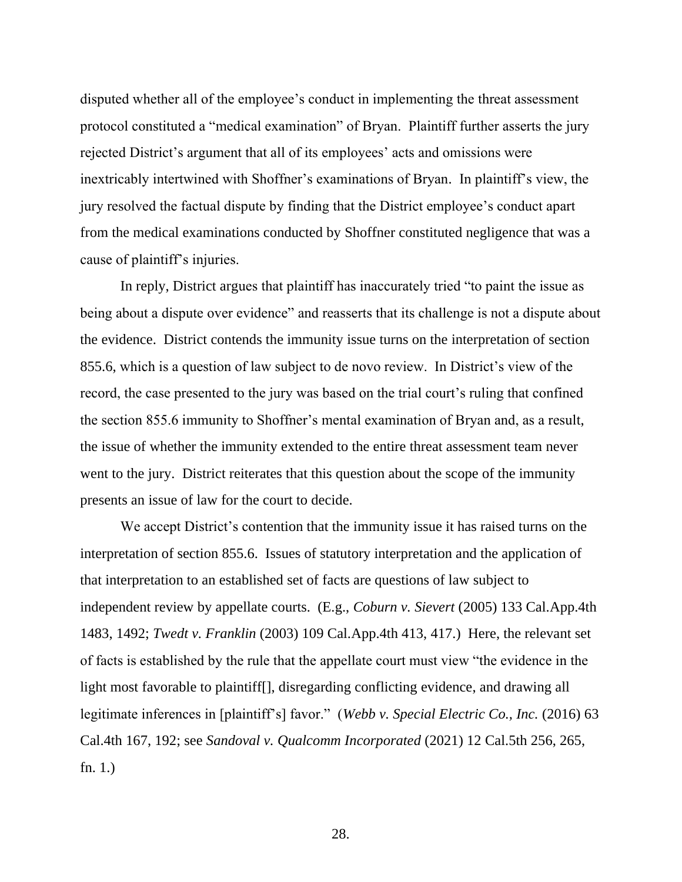disputed whether all of the employee's conduct in implementing the threat assessment protocol constituted a "medical examination" of Bryan. Plaintiff further asserts the jury rejected District's argument that all of its employees' acts and omissions were inextricably intertwined with Shoffner's examinations of Bryan. In plaintiff's view, the jury resolved the factual dispute by finding that the District employee's conduct apart from the medical examinations conducted by Shoffner constituted negligence that was a cause of plaintiff's injuries.

In reply, District argues that plaintiff has inaccurately tried "to paint the issue as being about a dispute over evidence" and reasserts that its challenge is not a dispute about the evidence. District contends the immunity issue turns on the interpretation of section 855.6, which is a question of law subject to de novo review. In District's view of the record, the case presented to the jury was based on the trial court's ruling that confined the section 855.6 immunity to Shoffner's mental examination of Bryan and, as a result, the issue of whether the immunity extended to the entire threat assessment team never went to the jury. District reiterates that this question about the scope of the immunity presents an issue of law for the court to decide.

We accept District's contention that the immunity issue it has raised turns on the interpretation of section 855.6. Issues of statutory interpretation and the application of that interpretation to an established set of facts are questions of law subject to independent review by appellate courts. (E.g., *Coburn v. Sievert* (2005) 133 Cal.App.4th 1483, 1492; *Twedt v. Franklin* (2003) 109 Cal.App.4th 413, 417.) Here, the relevant set of facts is established by the rule that the appellate court must view "the evidence in the light most favorable to plaintiff[], disregarding conflicting evidence, and drawing all legitimate inferences in [plaintiff's] favor." (*Webb v. Special Electric Co., Inc.* (2016) 63 Cal.4th 167, 192; see *Sandoval v. Qualcomm Incorporated* (2021) 12 Cal.5th 256, 265, fn. 1.)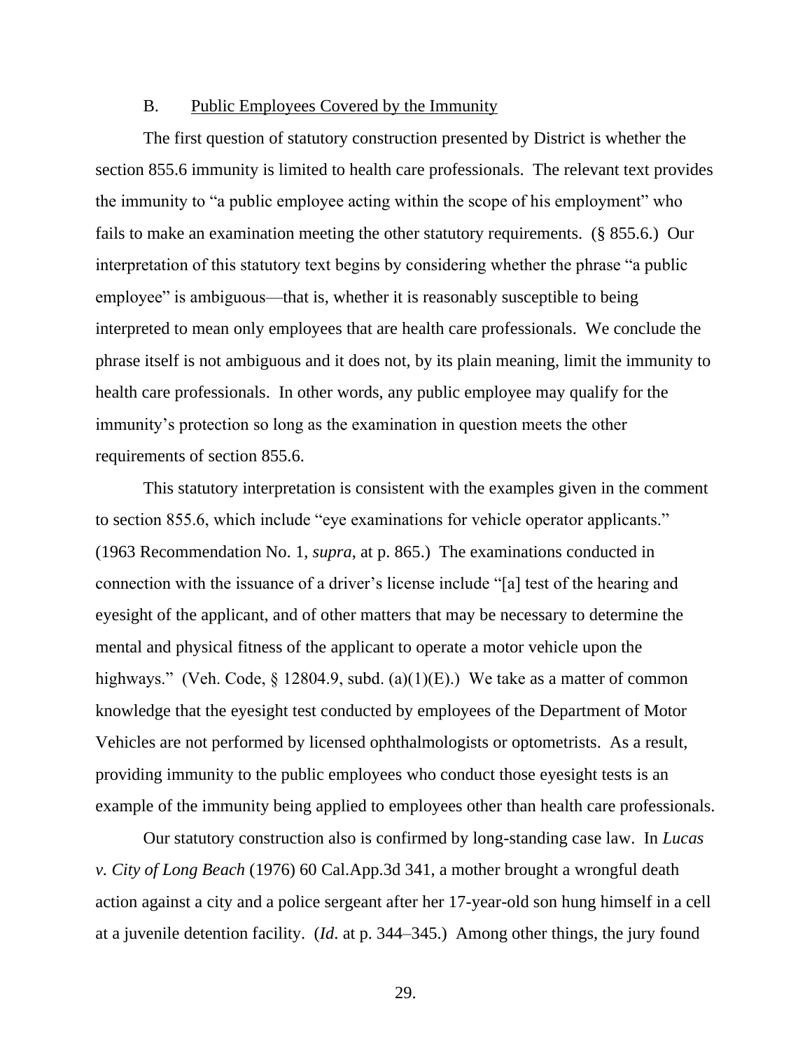### B. Public Employees Covered by the Immunity

The first question of statutory construction presented by District is whether the section 855.6 immunity is limited to health care professionals. The relevant text provides the immunity to "a public employee acting within the scope of his employment" who fails to make an examination meeting the other statutory requirements. (§ 855.6.) Our interpretation of this statutory text begins by considering whether the phrase "a public employee" is ambiguous—that is, whether it is reasonably susceptible to being interpreted to mean only employees that are health care professionals. We conclude the phrase itself is not ambiguous and it does not, by its plain meaning, limit the immunity to health care professionals. In other words, any public employee may qualify for the immunity's protection so long as the examination in question meets the other requirements of section 855.6.

This statutory interpretation is consistent with the examples given in the comment to section 855.6, which include "eye examinations for vehicle operator applicants." (1963 Recommendation No. 1, *supra*, at p. 865.) The examinations conducted in connection with the issuance of a driver's license include "[a] test of the hearing and eyesight of the applicant, and of other matters that may be necessary to determine the mental and physical fitness of the applicant to operate a motor vehicle upon the highways." (Veh. Code, § 12804.9, subd. (a)(1)(E).) We take as a matter of common knowledge that the eyesight test conducted by employees of the Department of Motor Vehicles are not performed by licensed ophthalmologists or optometrists. As a result, providing immunity to the public employees who conduct those eyesight tests is an example of the immunity being applied to employees other than health care professionals.

Our statutory construction also is confirmed by long-standing case law. In *Lucas v. City of Long Beach* (1976) 60 Cal.App.3d 341, a mother brought a wrongful death action against a city and a police sergeant after her 17-year-old son hung himself in a cell at a juvenile detention facility. (*Id.* at p. 344–345.) Among other things, the jury found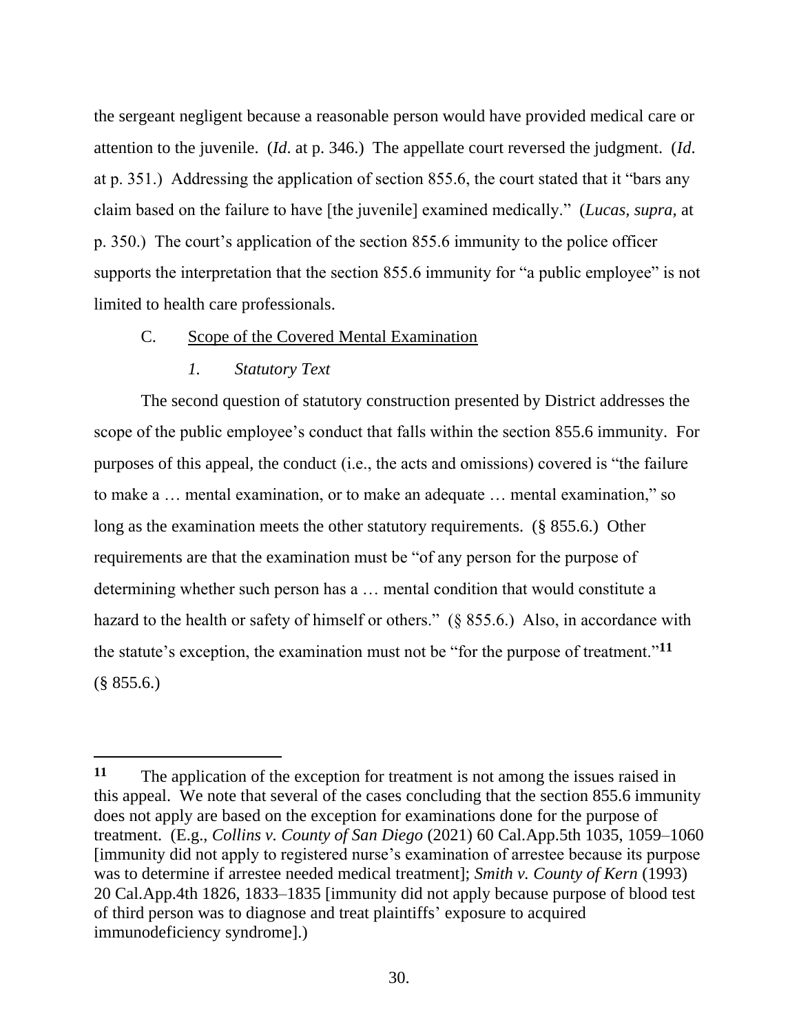the sergeant negligent because a reasonable person would have provided medical care or attention to the juvenile. (*Id*. at p. 346.) The appellate court reversed the judgment. (*Id*. at p. 351.) Addressing the application of section 855.6, the court stated that it "bars any claim based on the failure to have [the juvenile] examined medically." (*Lucas, supra,* at p. 350.) The court's application of the section 855.6 immunity to the police officer supports the interpretation that the section 855.6 immunity for "a public employee" is not limited to health care professionals.

C. Scope of the Covered Mental Examination

*1. Statutory Text*

The second question of statutory construction presented by District addresses the scope of the public employee's conduct that falls within the section 855.6 immunity. For purposes of this appeal, the conduct (i.e., the acts and omissions) covered is "the failure to make a … mental examination, or to make an adequate … mental examination," so long as the examination meets the other statutory requirements. (§ 855.6.) Other requirements are that the examination must be "of any person for the purpose of determining whether such person has a … mental condition that would constitute a hazard to the health or safety of himself or others." (§ 855.6.) Also, in accordance with the statute's exception, the examination must not be "for the purpose of treatment."[11] (§ 855.6.)

---

[11] The application of the exception for treatment is not among the issues raised in this appeal. We note that several of the cases concluding that the section 855.6 immunity does not apply are based on the exception for examinations done for the purpose of treatment. (E.g., *Collins v. County of San Diego* (2021) 60 Cal.App.5th 1035, 1059–1060 [immunity did not apply to registered nurse's examination of arrestee because its purpose was to determine if arrestee needed medical treatment]; *Smith v. County of Kern* (1993) 20 Cal.App.4th 1826, 1833–1835 [immunity did not apply because purpose of blood test of third person was to diagnose and treat plaintiffs' exposure to acquired immunodeficiency syndrome].)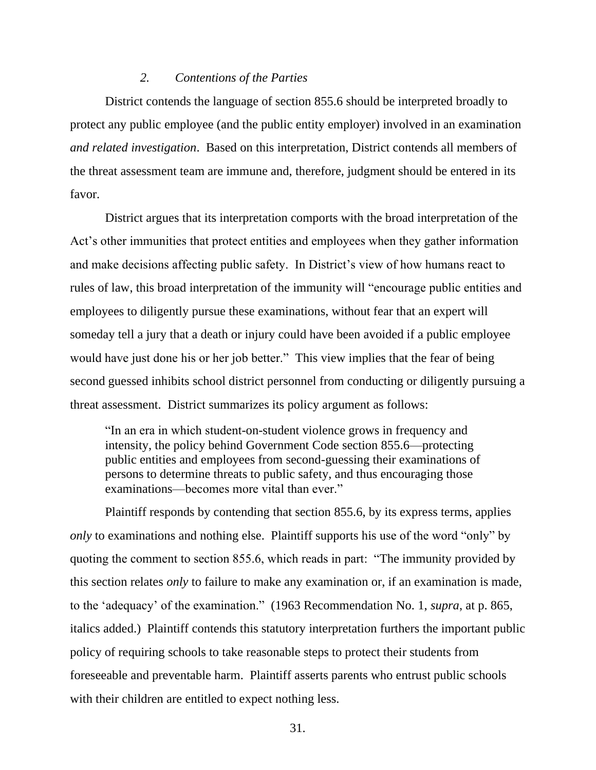### *2. Contentions of the Parties*

District contends the language of section 855.6 should be interpreted broadly to protect any public employee (and the public entity employer) involved in an examination *and related investigation*. Based on this interpretation, District contends all members of the threat assessment team are immune and, therefore, judgment should be entered in its favor.

District argues that its interpretation comports with the broad interpretation of the Act's other immunities that protect entities and employees when they gather information and make decisions affecting public safety. In District's view of how humans react to rules of law, this broad interpretation of the immunity will "encourage public entities and employees to diligently pursue these examinations, without fear that an expert will someday tell a jury that a death or injury could have been avoided if a public employee would have just done his or her job better." This view implies that the fear of being second guessed inhibits school district personnel from conducting or diligently pursuing a threat assessment. District summarizes its policy argument as follows:

> "In an era in which student-on-student violence grows in frequency and intensity, the policy behind Government Code section 855.6—protecting public entities and employees from second-guessing their examinations of persons to determine threats to public safety, and thus encouraging those examinations—becomes more vital than ever."

Plaintiff responds by contending that section 855.6, by its express terms, applies *only* to examinations and nothing else. Plaintiff supports his use of the word "only" by quoting the comment to section 855.6, which reads in part: "The immunity provided by this section relates *only* to failure to make any examination or, if an examination is made, to the 'adequacy' of the examination." (1963 Recommendation No. 1, *supra,* at p. 865, italics added.) Plaintiff contends this statutory interpretation furthers the important public policy of requiring schools to take reasonable steps to protect their students from foreseeable and preventable harm. Plaintiff asserts parents who entrust public schools with their children are entitled to expect nothing less.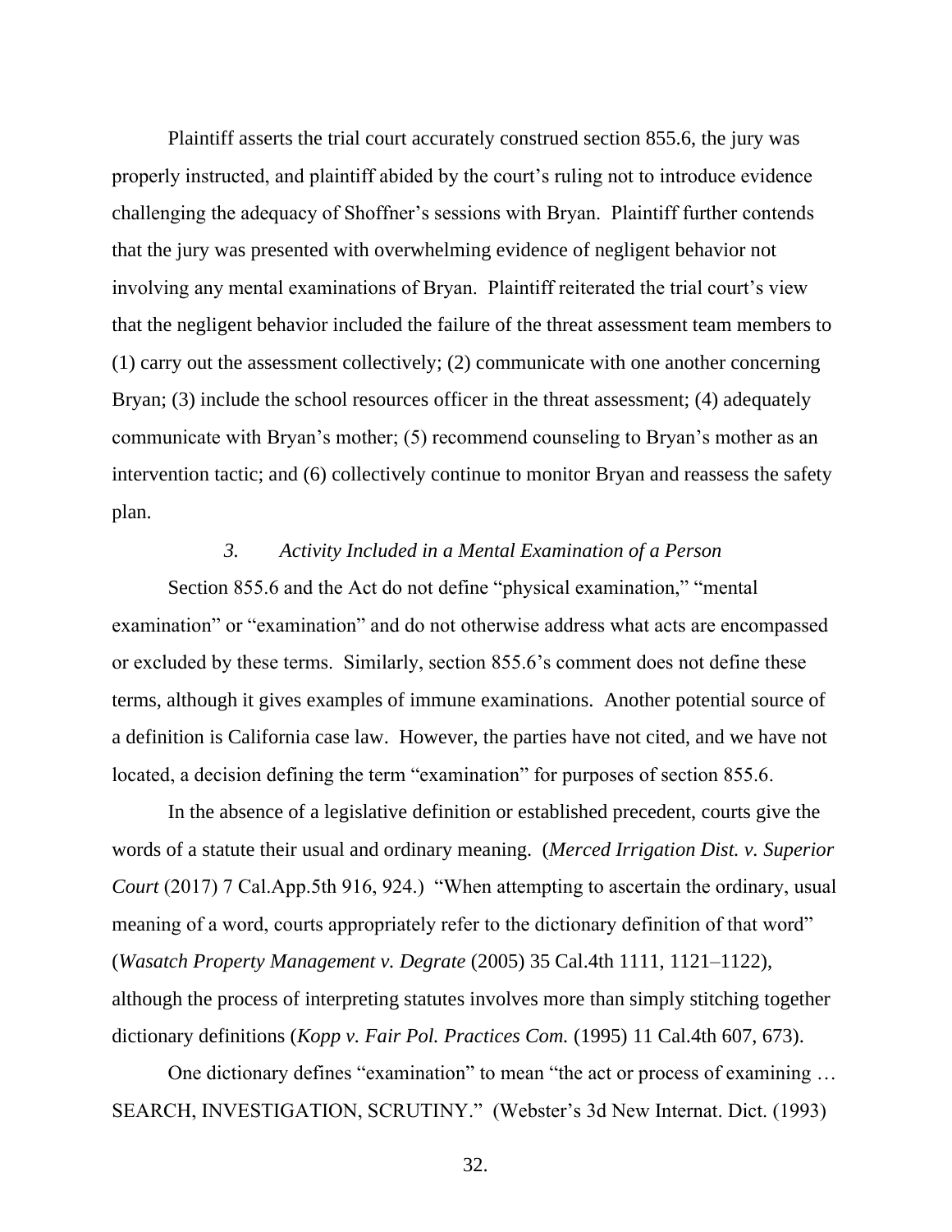Plaintiff asserts the trial court accurately construed section 855.6, the jury was properly instructed, and plaintiff abided by the court's ruling not to introduce evidence challenging the adequacy of Shoffner's sessions with Bryan. Plaintiff further contends that the jury was presented with overwhelming evidence of negligent behavior not involving any mental examinations of Bryan. Plaintiff reiterated the trial court's view that the negligent behavior included the failure of the threat assessment team members to (1) carry out the assessment collectively; (2) communicate with one another concerning Bryan; (3) include the school resources officer in the threat assessment; (4) adequately communicate with Bryan's mother; (5) recommend counseling to Bryan's mother as an intervention tactic; and (6) collectively continue to monitor Bryan and reassess the safety plan.

### *3. Activity Included in a Mental Examination of a Person*

Section 855.6 and the Act do not define "physical examination," "mental examination" or "examination" and do not otherwise address what acts are encompassed or excluded by these terms. Similarly, section 855.6's comment does not define these terms, although it gives examples of immune examinations. Another potential source of a definition is California case law. However, the parties have not cited, and we have not located, a decision defining the term "examination" for purposes of section 855.6.

In the absence of a legislative definition or established precedent, courts give the words of a statute their usual and ordinary meaning. (*Merced Irrigation Dist. v. Superior Court* (2017) 7 Cal.App.5th 916, 924.) "When attempting to ascertain the ordinary, usual meaning of a word, courts appropriately refer to the dictionary definition of that word" (*Wasatch Property Management v. Degrate* (2005) 35 Cal.4th 1111, 1121–1122), although the process of interpreting statutes involves more than simply stitching together dictionary definitions (*Kopp v. Fair Pol. Practices Com.* (1995) 11 Cal.4th 607, 673).

One dictionary defines "examination" to mean "the act or process of examining … SEARCH, INVESTIGATION, SCRUTINY." (Webster's 3d New Internat. Dict. (1993)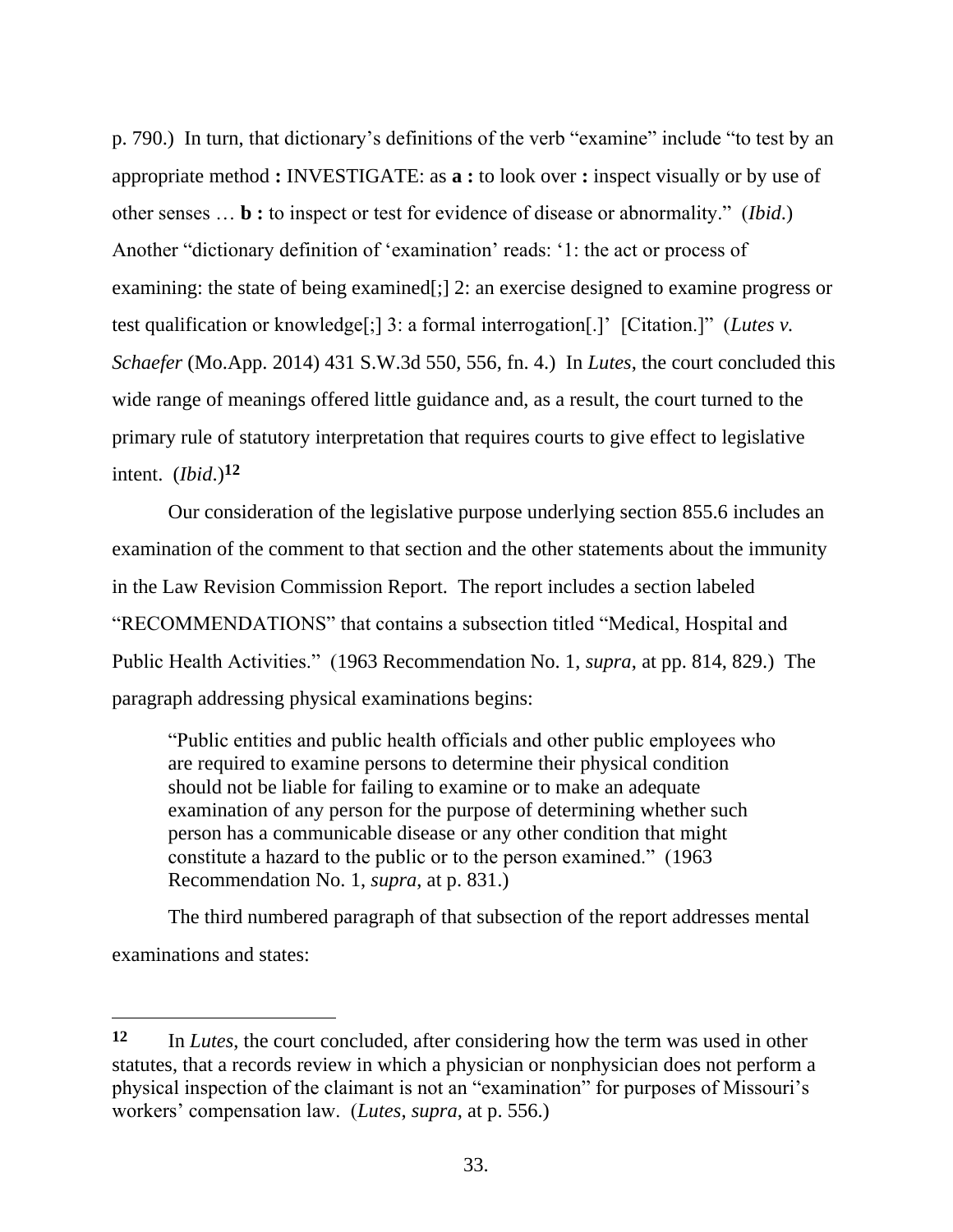p. 790.) In turn, that dictionary's definitions of the verb "examine" include "to test by an appropriate method **:** INVESTIGATE: as **a :** to look over **:** inspect visually or by use of other senses … **b :** to inspect or test for evidence of disease or abnormality." (*Ibid*.) Another "dictionary definition of 'examination' reads: '1: the act or process of examining: the state of being examined[;] 2: an exercise designed to examine progress or test qualification or knowledge[;] 3: a formal interrogation[.]' [Citation.]" (*Lutes v. Schaefer* (Mo.App. 2014) 431 S.W.3d 550, 556, fn. 4.) In *Lutes*, the court concluded this wide range of meanings offered little guidance and, as a result, the court turned to the primary rule of statutory interpretation that requires courts to give effect to legislative intent. (*Ibid*.)[12]

Our consideration of the legislative purpose underlying section 855.6 includes an examination of the comment to that section and the other statements about the immunity in the Law Revision Commission Report. The report includes a section labeled "RECOMMENDATIONS" that contains a subsection titled "Medical, Hospital and Public Health Activities." (1963 Recommendation No. 1, *supra*, at pp. 814, 829.) The paragraph addressing physical examinations begins:

> "Public entities and public health officials and other public employees who are required to examine persons to determine their physical condition should not be liable for failing to examine or to make an adequate examination of any person for the purpose of determining whether such person has a communicable disease or any other condition that might constitute a hazard to the public or to the person examined." (1963 Recommendation No. 1, *supra*, at p. 831.)

The third numbered paragraph of that subsection of the report addresses mental examinations and states:

---

**12** In *Lutes*, the court concluded, after considering how the term was used in other statutes, that a records review in which a physician or nonphysician does not perform a physical inspection of the claimant is not an "examination" for purposes of Missouri's workers' compensation law. (*Lutes*, *supra*, at p. 556.)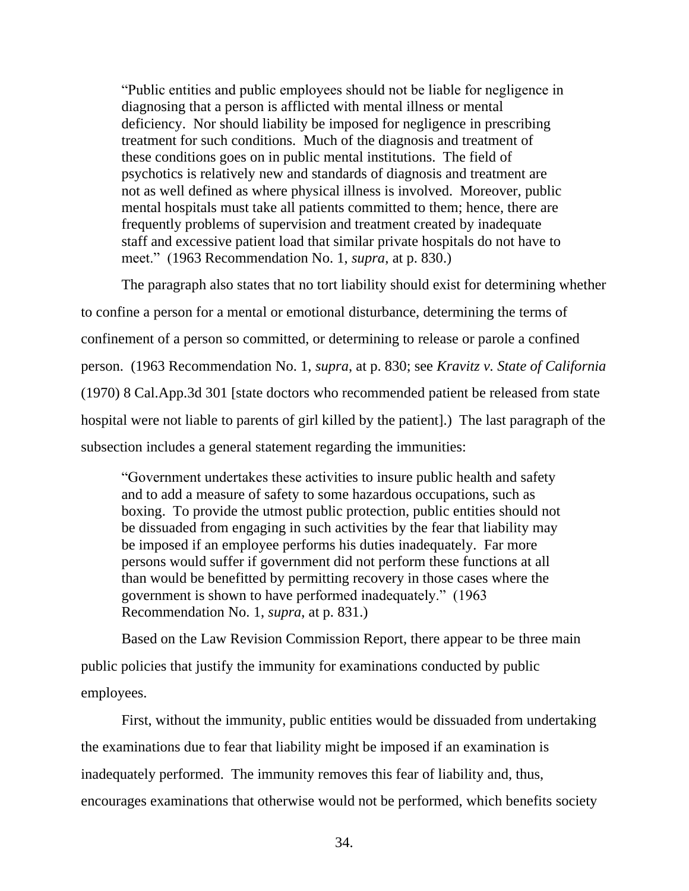> "Public entities and public employees should not be liable for negligence in diagnosing that a person is afflicted with mental illness or mental deficiency. Nor should liability be imposed for negligence in prescribing treatment for such conditions. Much of the diagnosis and treatment of these conditions goes on in public mental institutions. The field of psychotics is relatively new and standards of diagnosis and treatment are not as well defined as where physical illness is involved. Moreover, public mental hospitals must take all patients committed to them; hence, there are frequently problems of supervision and treatment created by inadequate staff and excessive patient load that similar private hospitals do not have to meet." (1963 Recommendation No. 1, *supra*, at p. 830.)

The paragraph also states that no tort liability should exist for determining whether to confine a person for a mental or emotional disturbance, determining the terms of confinement of a person so committed, or determining to release or parole a confined person. (1963 Recommendation No. 1, *supra*, at p. 830; see *Kravitz v. State of California* (1970) 8 Cal.App.3d 301 [state doctors who recommended patient be released from state hospital were not liable to parents of girl killed by the patient].) The last paragraph of the subsection includes a general statement regarding the immunities:

> "Government undertakes these activities to insure public health and safety and to add a measure of safety to some hazardous occupations, such as boxing. To provide the utmost public protection, public entities should not be dissuaded from engaging in such activities by the fear that liability may be imposed if an employee performs his duties inadequately. Far more persons would suffer if government did not perform these functions at all than would be benefitted by permitting recovery in those cases where the government is shown to have performed inadequately." (1963 Recommendation No. 1, *supra*, at p. 831.)

Based on the Law Revision Commission Report, there appear to be three main public policies that justify the immunity for examinations conducted by public employees.

First, without the immunity, public entities would be dissuaded from undertaking the examinations due to fear that liability might be imposed if an examination is inadequately performed. The immunity removes this fear of liability and, thus, encourages examinations that otherwise would not be performed, which benefits society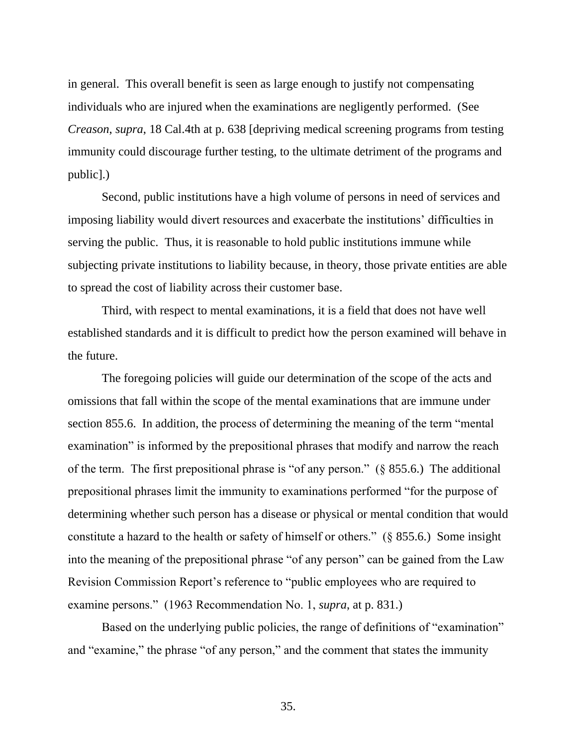in general. This overall benefit is seen as large enough to justify not compensating individuals who are injured when the examinations are negligently performed. (See *Creason*, *supra*, 18 Cal.4th at p. 638 [depriving medical screening programs from testing immunity could discourage further testing, to the ultimate detriment of the programs and public].)

Second, public institutions have a high volume of persons in need of services and imposing liability would divert resources and exacerbate the institutions' difficulties in serving the public. Thus, it is reasonable to hold public institutions immune while subjecting private institutions to liability because, in theory, those private entities are able to spread the cost of liability across their customer base.

Third, with respect to mental examinations, it is a field that does not have well established standards and it is difficult to predict how the person examined will behave in the future.

The foregoing policies will guide our determination of the scope of the acts and omissions that fall within the scope of the mental examinations that are immune under section 855.6. In addition, the process of determining the meaning of the term "mental examination" is informed by the prepositional phrases that modify and narrow the reach of the term. The first prepositional phrase is "of any person." (§ 855.6.) The additional prepositional phrases limit the immunity to examinations performed "for the purpose of determining whether such person has a disease or physical or mental condition that would constitute a hazard to the health or safety of himself or others." (§ 855.6.) Some insight into the meaning of the prepositional phrase "of any person" can be gained from the Law Revision Commission Report's reference to "public employees who are required to examine persons." (1963 Recommendation No. 1, *supra*, at p. 831.)

Based on the underlying public policies, the range of definitions of "examination" and "examine," the phrase "of any person," and the comment that states the immunity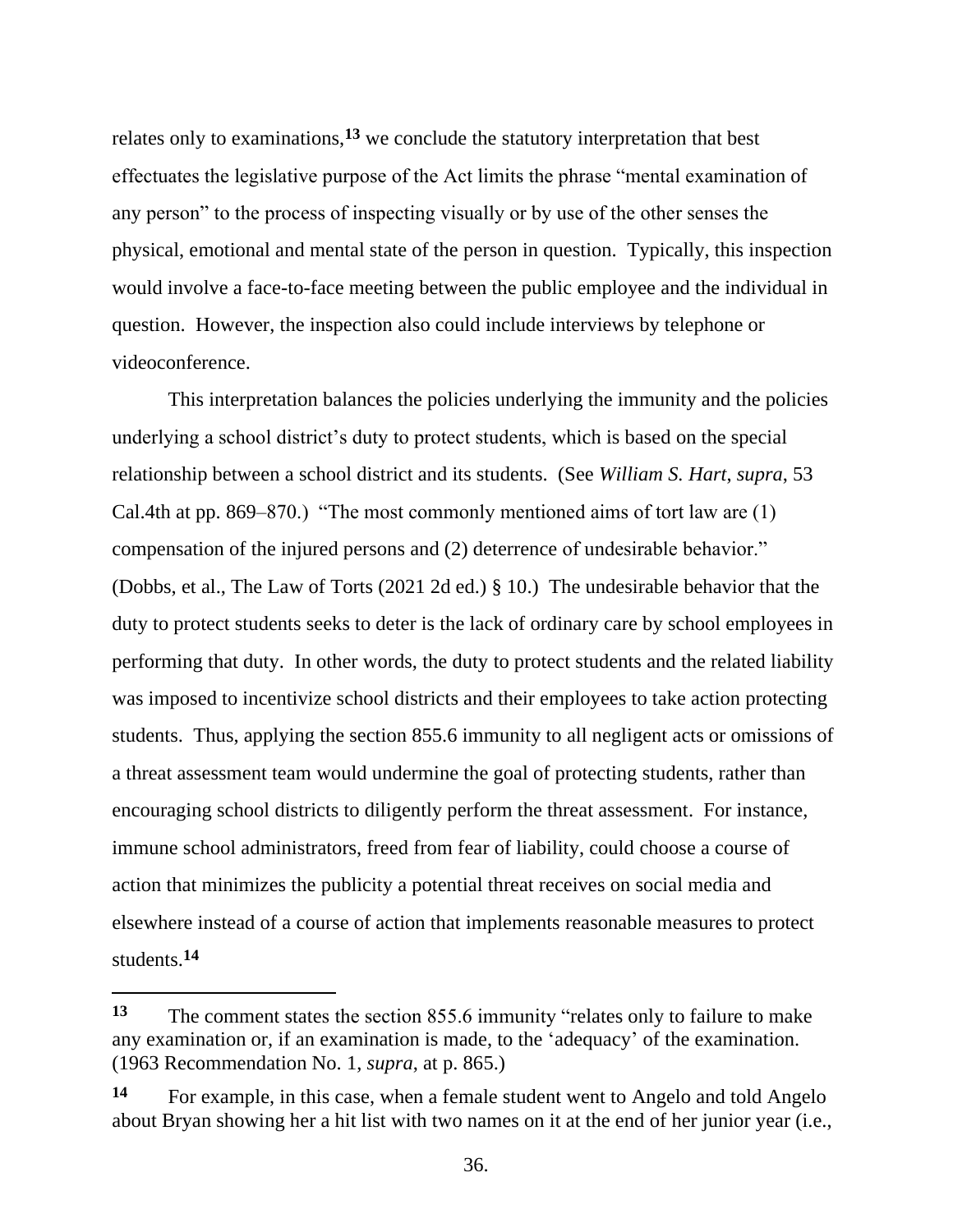relates only to examinations,[13] we conclude the statutory interpretation that best effectuates the legislative purpose of the Act limits the phrase "mental examination of any person" to the process of inspecting visually or by use of the other senses the physical, emotional and mental state of the person in question. Typically, this inspection would involve a face-to-face meeting between the public employee and the individual in question. However, the inspection also could include interviews by telephone or videoconference.

This interpretation balances the policies underlying the immunity and the policies underlying a school district's duty to protect students, which is based on the special relationship between a school district and its students. (See *William S. Hart*, *supra*, 53 Cal.4th at pp. 869–870.) "The most commonly mentioned aims of tort law are (1) compensation of the injured persons and (2) deterrence of undesirable behavior." (Dobbs, et al., The Law of Torts (2021 2d ed.) § 10.) The undesirable behavior that the duty to protect students seeks to deter is the lack of ordinary care by school employees in performing that duty. In other words, the duty to protect students and the related liability was imposed to incentivize school districts and their employees to take action protecting students. Thus, applying the section 855.6 immunity to all negligent acts or omissions of a threat assessment team would undermine the goal of protecting students, rather than encouraging school districts to diligently perform the threat assessment. For instance, immune school administrators, freed from fear of liability, could choose a course of action that minimizes the publicity a potential threat receives on social media and elsewhere instead of a course of action that implements reasonable measures to protect students.[14]

---

[13] The comment states the section 855.6 immunity "relates only to failure to make any examination or, if an examination is made, to the 'adequacy' of the examination. (1963 Recommendation No. 1, *supra*, at p. 865.)

[14] For example, in this case, when a female student went to Angelo and told Angelo about Bryan showing her a hit list with two names on it at the end of her junior year (i.e.,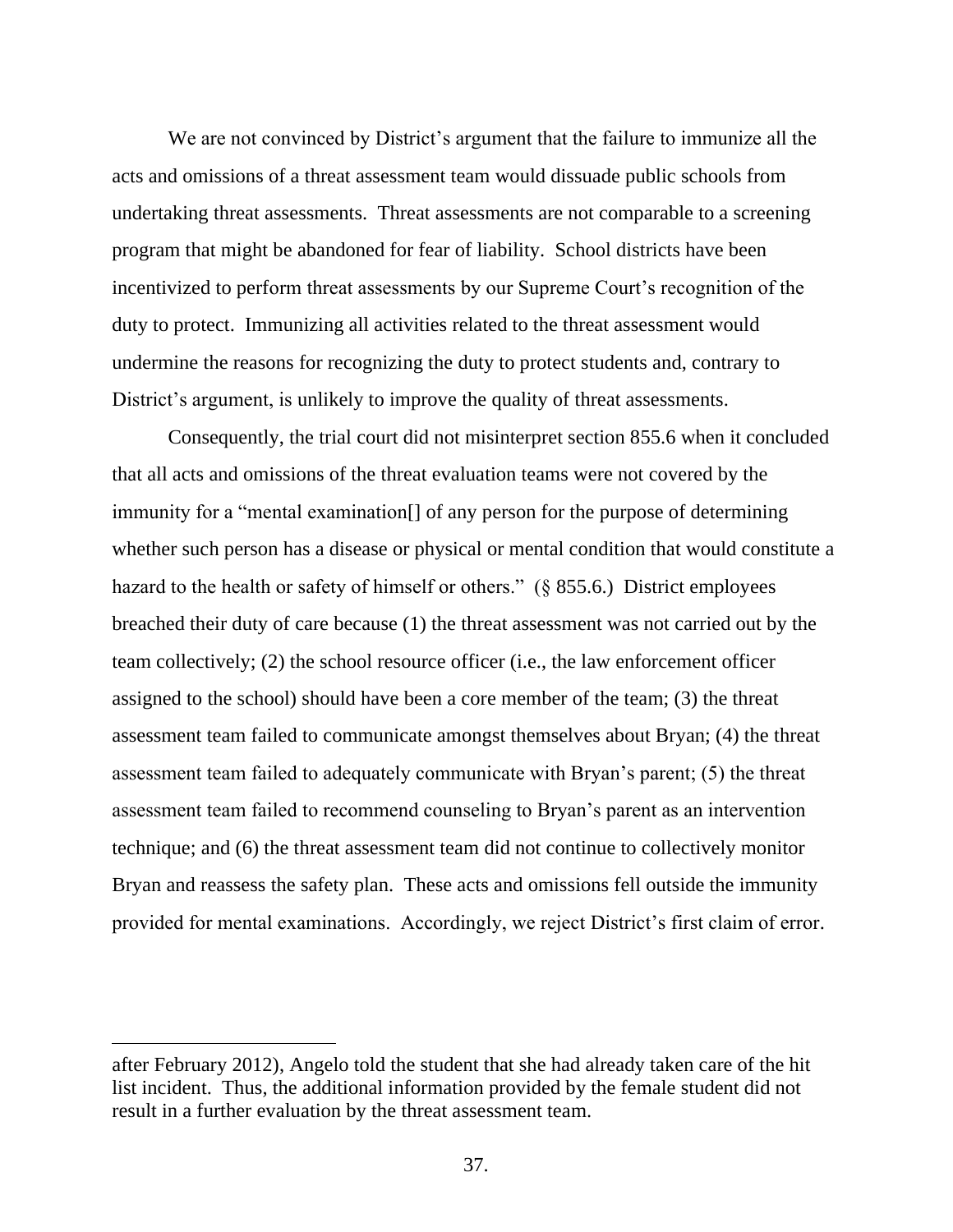We are not convinced by District's argument that the failure to immunize all the acts and omissions of a threat assessment team would dissuade public schools from undertaking threat assessments. Threat assessments are not comparable to a screening program that might be abandoned for fear of liability. School districts have been incentivized to perform threat assessments by our Supreme Court's recognition of the duty to protect. Immunizing all activities related to the threat assessment would undermine the reasons for recognizing the duty to protect students and, contrary to District's argument, is unlikely to improve the quality of threat assessments.

Consequently, the trial court did not misinterpret section 855.6 when it concluded that all acts and omissions of the threat evaluation teams were not covered by the immunity for a "mental examination[] of any person for the purpose of determining whether such person has a disease or physical or mental condition that would constitute a hazard to the health or safety of himself or others." (§ 855.6.) District employees breached their duty of care because (1) the threat assessment was not carried out by the team collectively; (2) the school resource officer (i.e., the law enforcement officer assigned to the school) should have been a core member of the team; (3) the threat assessment team failed to communicate amongst themselves about Bryan; (4) the threat assessment team failed to adequately communicate with Bryan's parent; (5) the threat assessment team failed to recommend counseling to Bryan's parent as an intervention technique; and (6) the threat assessment team did not continue to collectively monitor Bryan and reassess the safety plan. These acts and omissions fell outside the immunity provided for mental examinations. Accordingly, we reject District's first claim of error.

---

after February 2012), Angelo told the student that she had already taken care of the hit list incident. Thus, the additional information provided by the female student did not result in a further evaluation by the threat assessment team.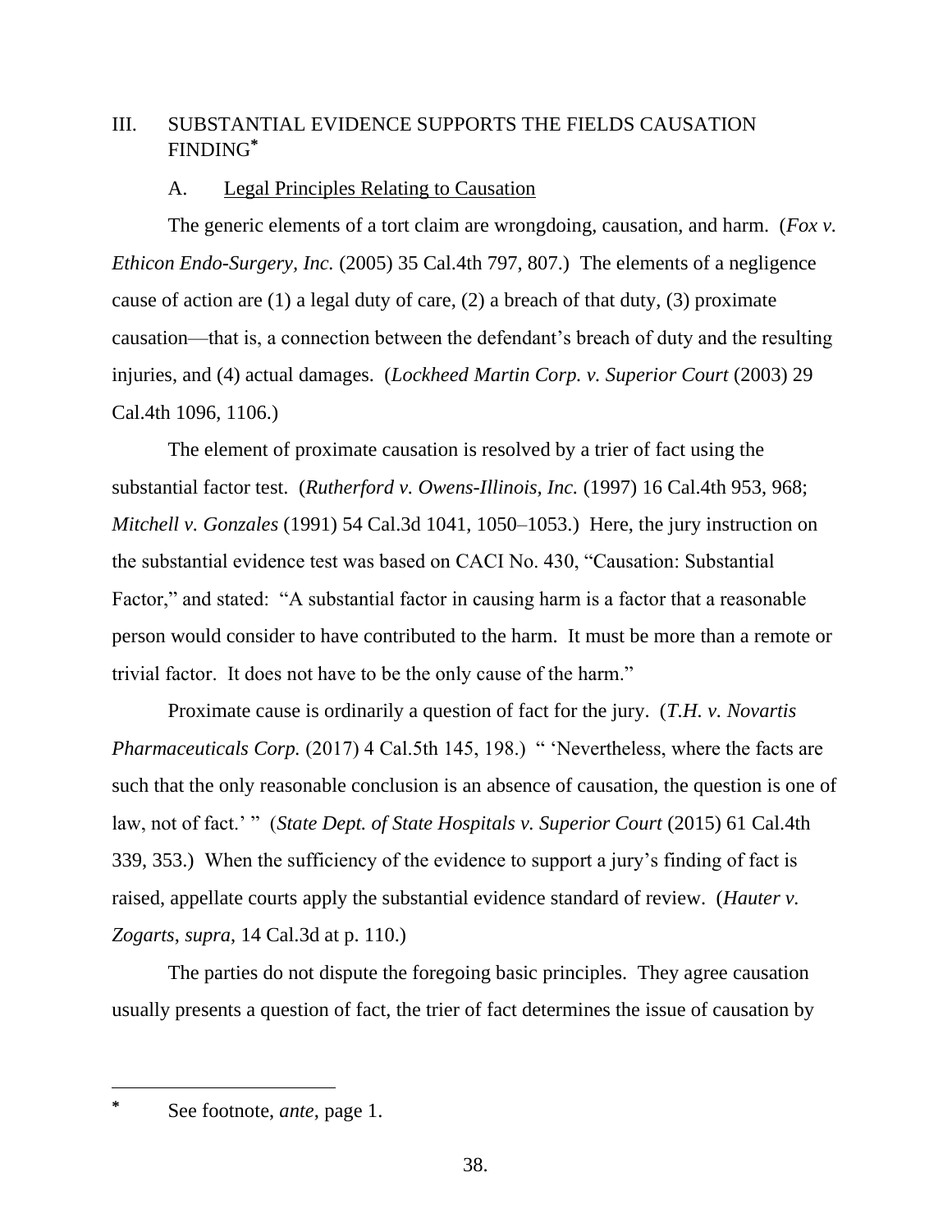## III. SUBSTANTIAL EVIDENCE SUPPORTS THE FIELDS CAUSATION FINDING*

### A. Legal Principles Relating to Causation

The generic elements of a tort claim are wrongdoing, causation, and harm. (*Fox v. Ethicon Endo-Surgery, Inc.* (2005) 35 Cal.4th 797, 807.) The elements of a negligence cause of action are (1) a legal duty of care, (2) a breach of that duty, (3) proximate causation—that is, a connection between the defendant's breach of duty and the resulting injuries, and (4) actual damages. (*Lockheed Martin Corp. v. Superior Court* (2003) 29 Cal.4th 1096, 1106.)

The element of proximate causation is resolved by a trier of fact using the substantial factor test. (*Rutherford v. Owens-Illinois, Inc.* (1997) 16 Cal.4th 953, 968; *Mitchell v. Gonzales* (1991) 54 Cal.3d 1041, 1050–1053.) Here, the jury instruction on the substantial evidence test was based on CACI No. 430, "Causation: Substantial Factor," and stated: "A substantial factor in causing harm is a factor that a reasonable person would consider to have contributed to the harm. It must be more than a remote or trivial factor. It does not have to be the only cause of the harm."

Proximate cause is ordinarily a question of fact for the jury. (*T.H. v. Novartis Pharmaceuticals Corp.* (2017) 4 Cal.5th 145, 198.) " 'Nevertheless, where the facts are such that the only reasonable conclusion is an absence of causation, the question is one of law, not of fact.' " (*State Dept. of State Hospitals v. Superior Court* (2015) 61 Cal.4th 339, 353.) When the sufficiency of the evidence to support a jury's finding of fact is raised, appellate courts apply the substantial evidence standard of review. (*Hauter v. Zogarts*, *supra*, 14 Cal.3d at p. 110.)

The parties do not dispute the foregoing basic principles. They agree causation usually presents a question of fact, the trier of fact determines the issue of causation by

---

\* See footnote, *ante*, page 1.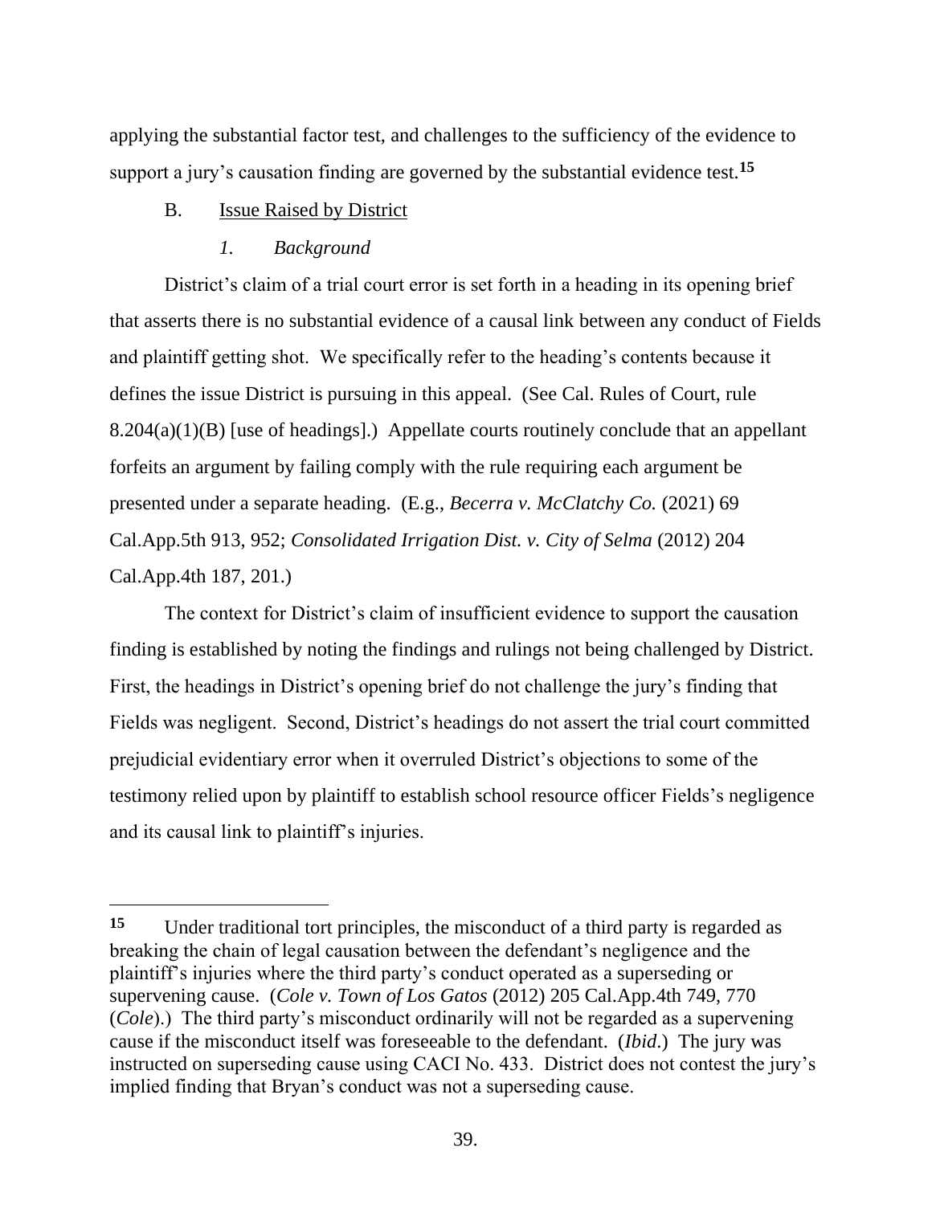applying the substantial factor test, and challenges to the sufficiency of the evidence to support a jury's causation finding are governed by the substantial evidence test.[15]

B. Issue Raised by District

*1. Background*

District's claim of a trial court error is set forth in a heading in its opening brief that asserts there is no substantial evidence of a causal link between any conduct of Fields and plaintiff getting shot. We specifically refer to the heading's contents because it defines the issue District is pursuing in this appeal. (See Cal. Rules of Court, rule 8.204(a)(1)(B) [use of headings].) Appellate courts routinely conclude that an appellant forfeits an argument by failing comply with the rule requiring each argument be presented under a separate heading. (E.g., *Becerra v. McClatchy Co.* (2021) 69 Cal.App.5th 913, 952; *Consolidated Irrigation Dist. v. City of Selma* (2012) 204 Cal.App.4th 187, 201.)

The context for District's claim of insufficient evidence to support the causation finding is established by noting the findings and rulings not being challenged by District. First, the headings in District's opening brief do not challenge the jury's finding that Fields was negligent. Second, District's headings do not assert the trial court committed prejudicial evidentiary error when it overruled District's objections to some of the testimony relied upon by plaintiff to establish school resource officer Fields's negligence and its causal link to plaintiff's injuries.

---

**15** Under traditional tort principles, the misconduct of a third party is regarded as breaking the chain of legal causation between the defendant's negligence and the plaintiff's injuries where the third party's conduct operated as a superseding or supervening cause. (*Cole v. Town of Los Gatos* (2012) 205 Cal.App.4th 749, 770 (*Cole*).) The third party's misconduct ordinarily will not be regarded as a supervening cause if the misconduct itself was foreseeable to the defendant. (*Ibid*.) The jury was instructed on superseding cause using CACI No. 433. District does not contest the jury's implied finding that Bryan's conduct was not a superseding cause.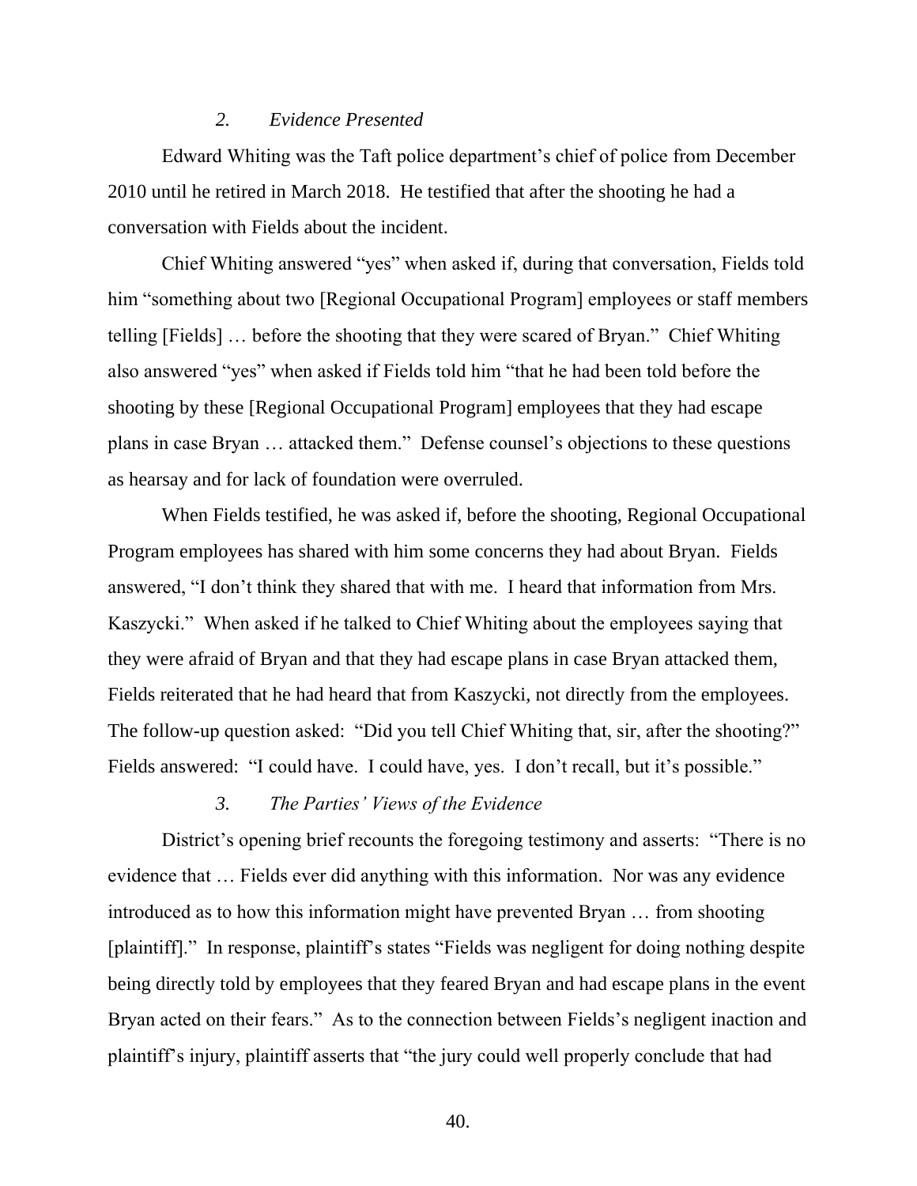### *2. Evidence Presented*

Edward Whiting was the Taft police department's chief of police from December 2010 until he retired in March 2018. He testified that after the shooting he had a conversation with Fields about the incident.

Chief Whiting answered "yes" when asked if, during that conversation, Fields told him "something about two [Regional Occupational Program] employees or staff members telling [Fields] … before the shooting that they were scared of Bryan." Chief Whiting also answered "yes" when asked if Fields told him "that he had been told before the shooting by these [Regional Occupational Program] employees that they had escape plans in case Bryan … attacked them." Defense counsel's objections to these questions as hearsay and for lack of foundation were overruled.

When Fields testified, he was asked if, before the shooting, Regional Occupational Program employees has shared with him some concerns they had about Bryan. Fields answered, "I don't think they shared that with me. I heard that information from Mrs. Kaszycki." When asked if he talked to Chief Whiting about the employees saying that they were afraid of Bryan and that they had escape plans in case Bryan attacked them, Fields reiterated that he had heard that from Kaszycki, not directly from the employees. The follow-up question asked: "Did you tell Chief Whiting that, sir, after the shooting?" Fields answered: "I could have. I could have, yes. I don't recall, but it's possible."

### *3. The Parties' Views of the Evidence*

District's opening brief recounts the foregoing testimony and asserts: "There is no evidence that … Fields ever did anything with this information. Nor was any evidence introduced as to how this information might have prevented Bryan … from shooting [plaintiff]." In response, plaintiff's states "Fields was negligent for doing nothing despite being directly told by employees that they feared Bryan and had escape plans in the event Bryan acted on their fears." As to the connection between Fields's negligent inaction and plaintiff's injury, plaintiff asserts that "the jury could well properly conclude that had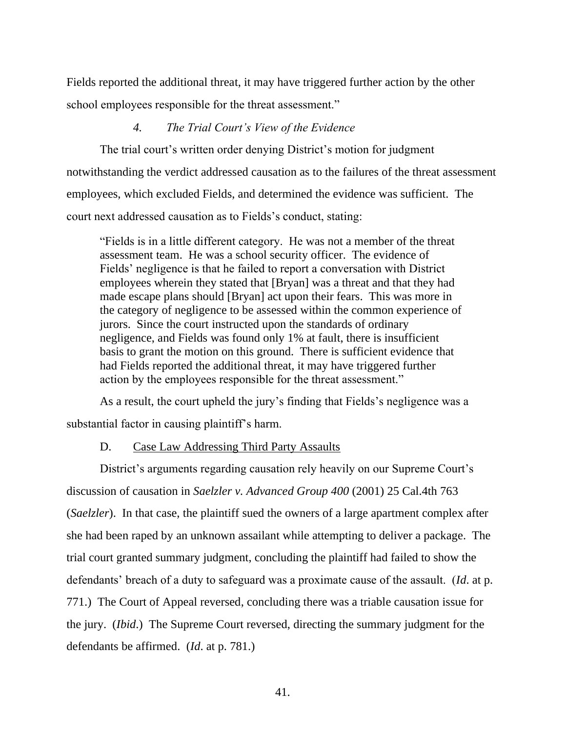Fields reported the additional threat, it may have triggered further action by the other school employees responsible for the threat assessment."

#### 4. *The Trial Court's View of the Evidence*

The trial court's written order denying District's motion for judgment notwithstanding the verdict addressed causation as to the failures of the threat assessment employees, which excluded Fields, and determined the evidence was sufficient. The court next addressed causation as to Fields's conduct, stating:

> "Fields is in a little different category. He was not a member of the threat assessment team. He was a school security officer. The evidence of Fields' negligence is that he failed to report a conversation with District employees wherein they stated that [Bryan] was a threat and that they had made escape plans should [Bryan] act upon their fears. This was more in the category of negligence to be assessed within the common experience of jurors. Since the court instructed upon the standards of ordinary negligence, and Fields was found only 1% at fault, there is insufficient basis to grant the motion on this ground. There is sufficient evidence that had Fields reported the additional threat, it may have triggered further action by the employees responsible for the threat assessment."

As a result, the court upheld the jury's finding that Fields's negligence was a substantial factor in causing plaintiff's harm.

### D. Case Law Addressing Third Party Assaults

District's arguments regarding causation rely heavily on our Supreme Court's discussion of causation in *Saelzler v. Advanced Group 400* (2001) 25 Cal.4th 763 (*Saelzler*). In that case, the plaintiff sued the owners of a large apartment complex after she had been raped by an unknown assailant while attempting to deliver a package. The trial court granted summary judgment, concluding the plaintiff had failed to show the defendants' breach of a duty to safeguard was a proximate cause of the assault. (*Id*. at p. 771.) The Court of Appeal reversed, concluding there was a triable causation issue for the jury. (*Ibid*.) The Supreme Court reversed, directing the summary judgment for the defendants be affirmed. (*Id*. at p. 781.)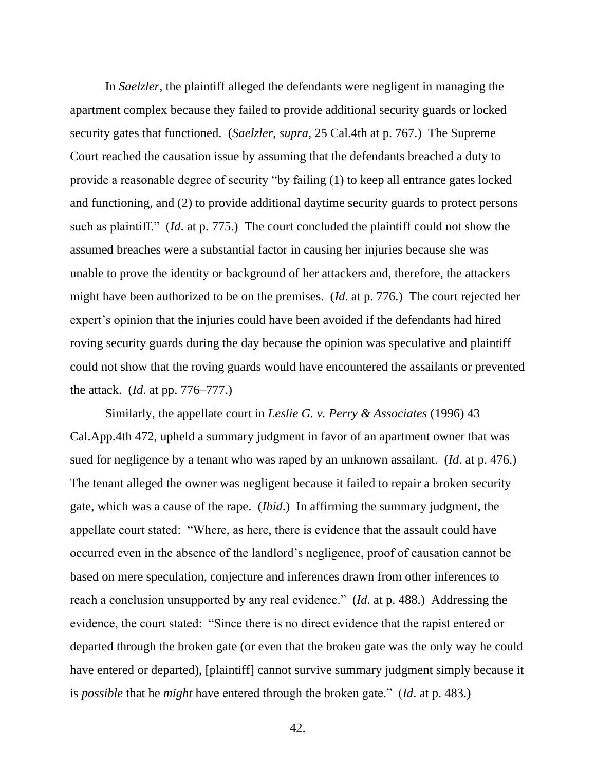In *Saelzler*, the plaintiff alleged the defendants were negligent in managing the apartment complex because they failed to provide additional security guards or locked security gates that functioned. (*Saelzler*, *supra*, 25 Cal.4th at p. 767.) The Supreme Court reached the causation issue by assuming that the defendants breached a duty to provide a reasonable degree of security "by failing (1) to keep all entrance gates locked and functioning, and (2) to provide additional daytime security guards to protect persons such as plaintiff." (*Id*. at p. 775.) The court concluded the plaintiff could not show the assumed breaches were a substantial factor in causing her injuries because she was unable to prove the identity or background of her attackers and, therefore, the attackers might have been authorized to be on the premises. (*Id*. at p. 776.) The court rejected her expert's opinion that the injuries could have been avoided if the defendants had hired roving security guards during the day because the opinion was speculative and plaintiff could not show that the roving guards would have encountered the assailants or prevented the attack. (*Id*. at pp. 776–777.)

Similarly, the appellate court in *Leslie G. v. Perry & Associates* (1996) 43 Cal.App.4th 472, upheld a summary judgment in favor of an apartment owner that was sued for negligence by a tenant who was raped by an unknown assailant. (*Id*. at p. 476.) The tenant alleged the owner was negligent because it failed to repair a broken security gate, which was a cause of the rape. (*Ibid*.) In affirming the summary judgment, the appellate court stated: "Where, as here, there is evidence that the assault could have occurred even in the absence of the landlord's negligence, proof of causation cannot be based on mere speculation, conjecture and inferences drawn from other inferences to reach a conclusion unsupported by any real evidence." (*Id*. at p. 488.) Addressing the evidence, the court stated: "Since there is no direct evidence that the rapist entered or departed through the broken gate (or even that the broken gate was the only way he could have entered or departed), [plaintiff] cannot survive summary judgment simply because it is *possible* that he *might* have entered through the broken gate." (*Id*. at p. 483.)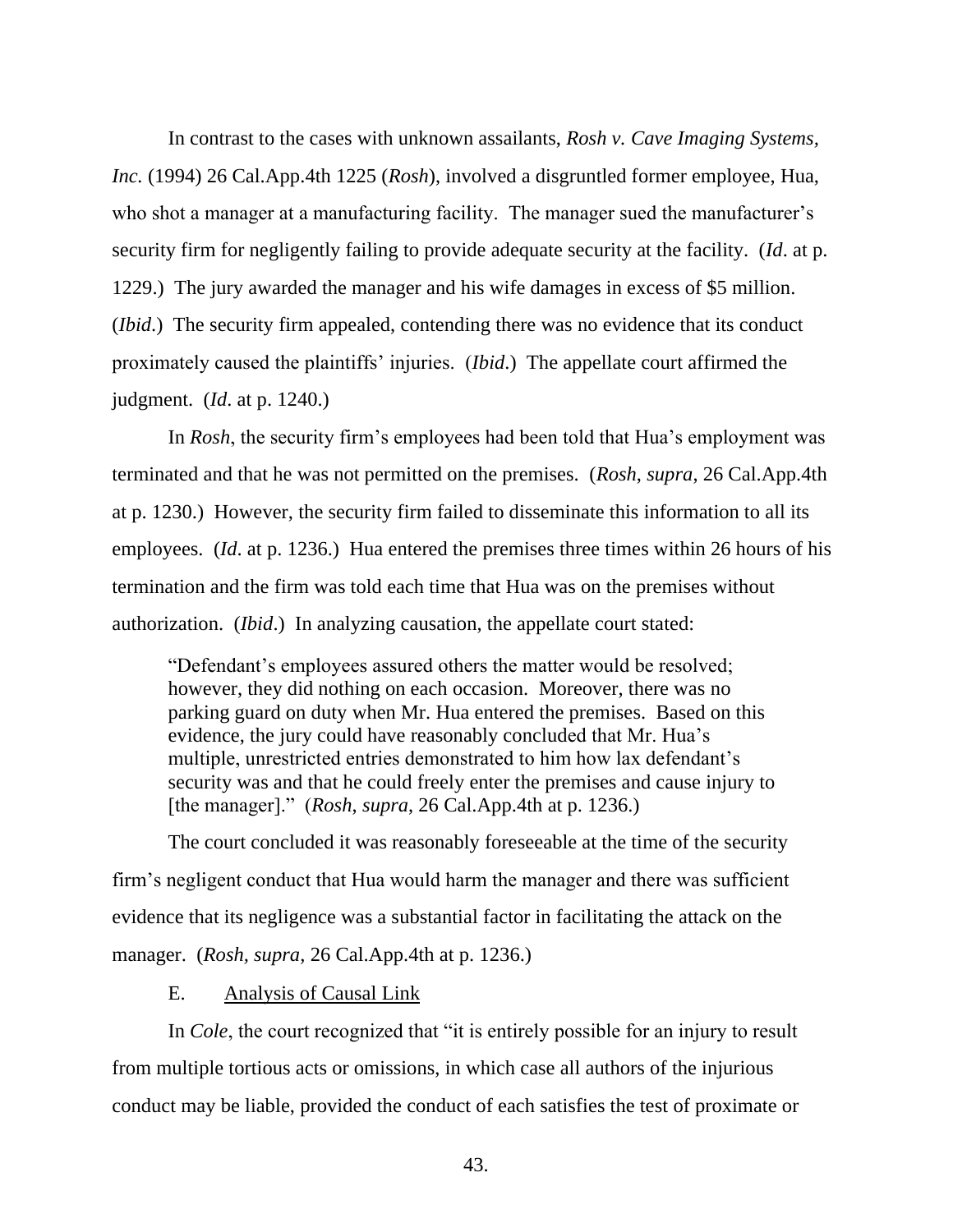In contrast to the cases with unknown assailants, *Rosh v. Cave Imaging Systems, Inc.* (1994) 26 Cal.App.4th 1225 (*Rosh*), involved a disgruntled former employee, Hua, who shot a manager at a manufacturing facility. The manager sued the manufacturer's security firm for negligently failing to provide adequate security at the facility. (*Id*. at p. 1229.) The jury awarded the manager and his wife damages in excess of $5 million. (*Ibid*.) The security firm appealed, contending there was no evidence that its conduct proximately caused the plaintiffs' injuries. (*Ibid*.) The appellate court affirmed the judgment. (*Id*. at p. 1240.)

In *Rosh*, the security firm's employees had been told that Hua's employment was terminated and that he was not permitted on the premises. (*Rosh*, *supra*, 26 Cal.App.4th at p. 1230.) However, the security firm failed to disseminate this information to all its employees. (*Id*. at p. 1236.) Hua entered the premises three times within 26 hours of his termination and the firm was told each time that Hua was on the premises without authorization. (*Ibid*.) In analyzing causation, the appellate court stated:

> "Defendant's employees assured others the matter would be resolved; however, they did nothing on each occasion. Moreover, there was no parking guard on duty when Mr. Hua entered the premises. Based on this evidence, the jury could have reasonably concluded that Mr. Hua's multiple, unrestricted entries demonstrated to him how lax defendant's security was and that he could freely enter the premises and cause injury to [the manager]." (*Rosh*, *supra*, 26 Cal.App.4th at p. 1236.)

The court concluded it was reasonably foreseeable at the time of the security firm's negligent conduct that Hua would harm the manager and there was sufficient evidence that its negligence was a substantial factor in facilitating the attack on the manager. (*Rosh, supra*, 26 Cal.App.4th at p. 1236.)

E. Analysis of Causal Link

In *Cole*, the court recognized that "it is entirely possible for an injury to result from multiple tortious acts or omissions, in which case all authors of the injurious conduct may be liable, provided the conduct of each satisfies the test of proximate or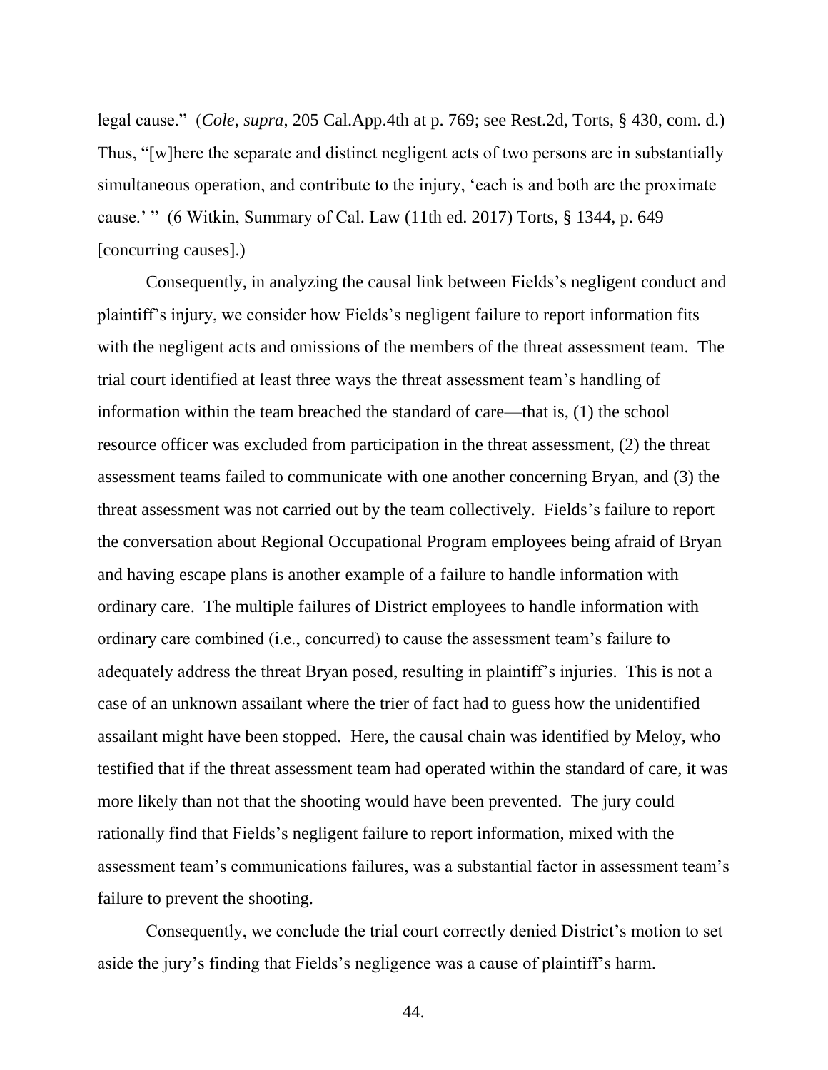legal cause." (*Cole*, *supra*, 205 Cal.App.4th at p. 769; see Rest.2d, Torts, § 430, com. d.) Thus, "[w]here the separate and distinct negligent acts of two persons are in substantially simultaneous operation, and contribute to the injury, 'each is and both are the proximate cause.' " (6 Witkin, Summary of Cal. Law (11th ed. 2017) Torts, § 1344, p. 649 [concurring causes].)

Consequently, in analyzing the causal link between Fields's negligent conduct and plaintiff's injury, we consider how Fields's negligent failure to report information fits with the negligent acts and omissions of the members of the threat assessment team. The trial court identified at least three ways the threat assessment team's handling of information within the team breached the standard of care—that is, (1) the school resource officer was excluded from participation in the threat assessment, (2) the threat assessment teams failed to communicate with one another concerning Bryan, and (3) the threat assessment was not carried out by the team collectively. Fields's failure to report the conversation about Regional Occupational Program employees being afraid of Bryan and having escape plans is another example of a failure to handle information with ordinary care. The multiple failures of District employees to handle information with ordinary care combined (i.e., concurred) to cause the assessment team's failure to adequately address the threat Bryan posed, resulting in plaintiff's injuries. This is not a case of an unknown assailant where the trier of fact had to guess how the unidentified assailant might have been stopped. Here, the causal chain was identified by Meloy, who testified that if the threat assessment team had operated within the standard of care, it was more likely than not that the shooting would have been prevented. The jury could rationally find that Fields's negligent failure to report information, mixed with the assessment team's communications failures, was a substantial factor in assessment team's failure to prevent the shooting.

Consequently, we conclude the trial court correctly denied District's motion to set aside the jury's finding that Fields's negligence was a cause of plaintiff's harm.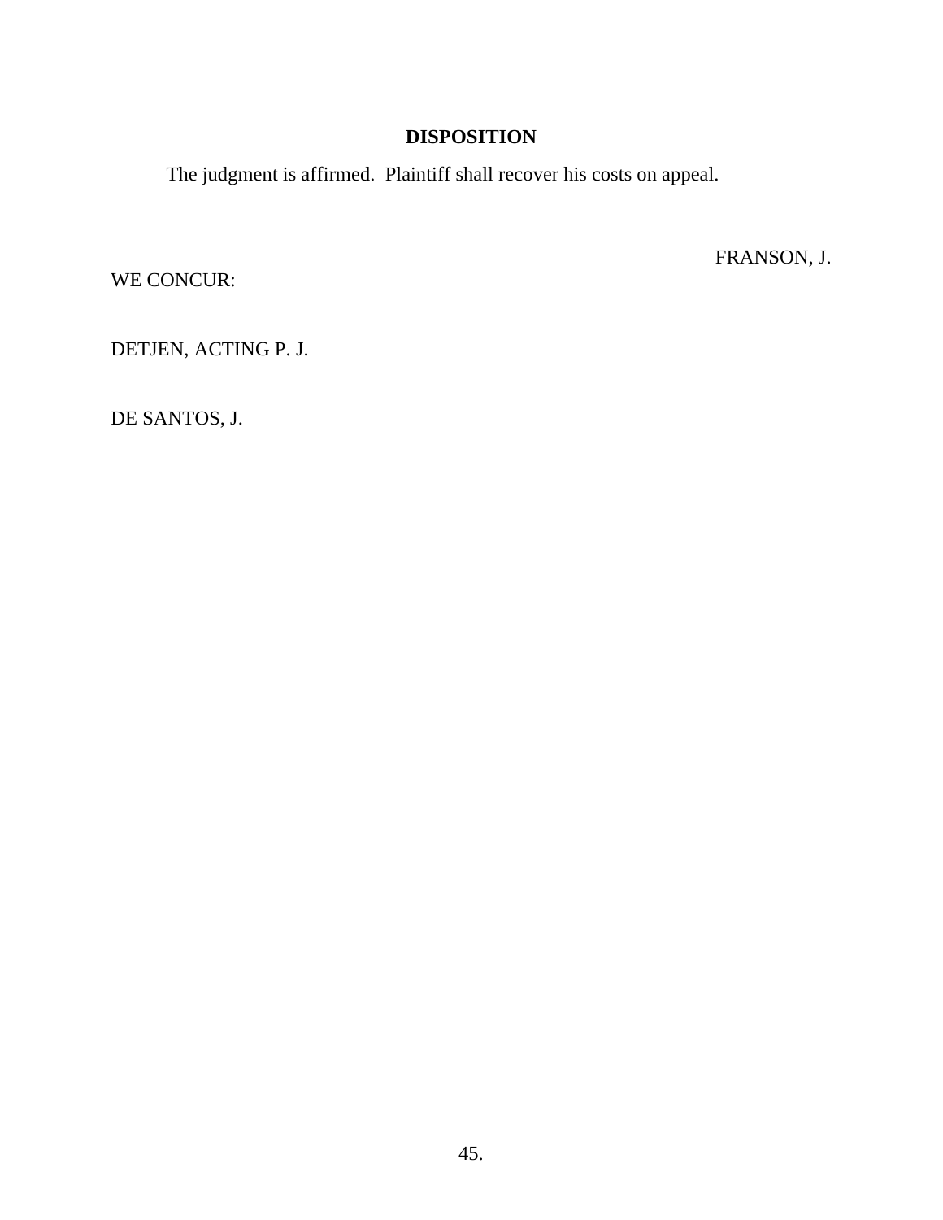## DISPOSITION

The judgment is affirmed. Plaintiff shall recover his costs on appeal.

FRANSON, J.

WE CONCUR:

DETJEN, ACTING P. J.

DE SANTOS, J.